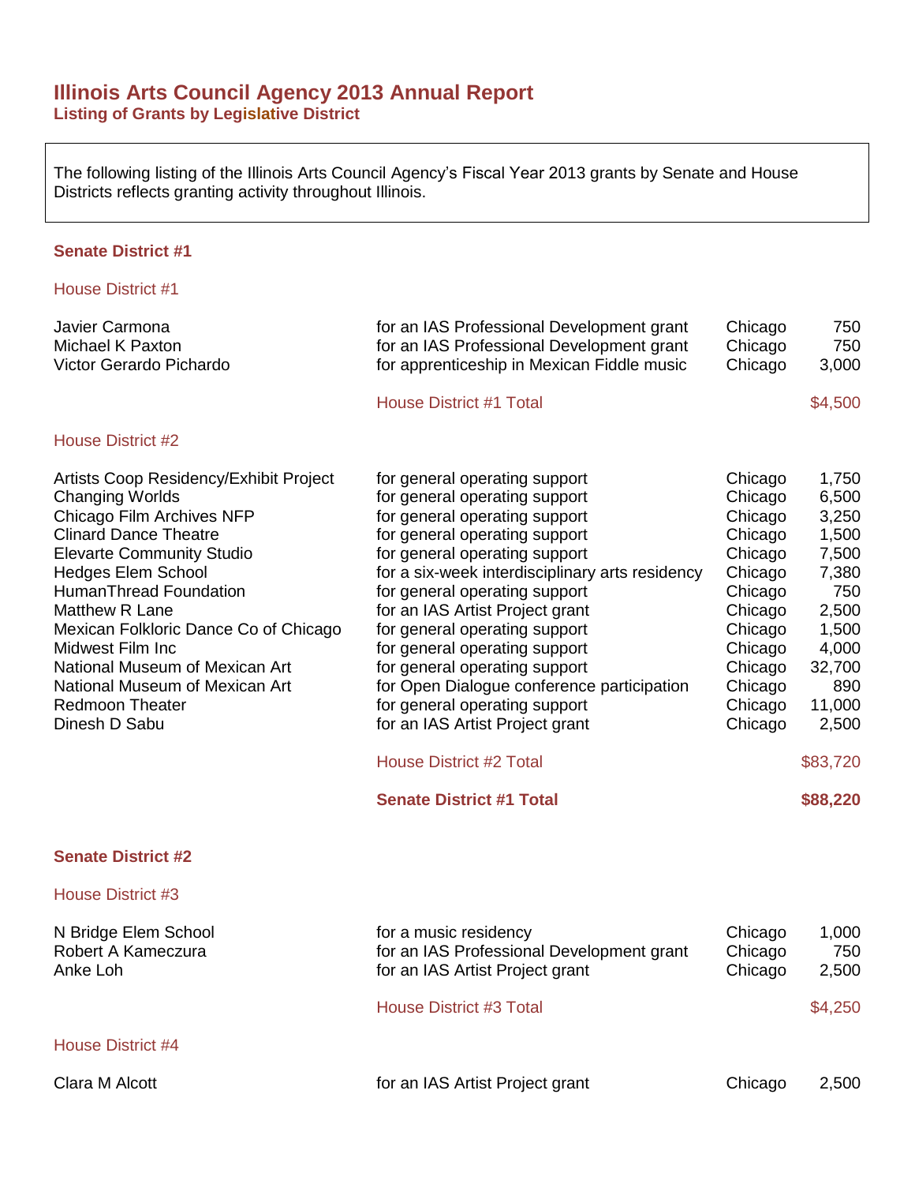# Illinois Arts Council Agency 2013 Annual Report

## Listing of Grants by Legislative District

The following listing of the Illinois Arts Council Agency's Fiscal Year 2013 grants by Senate and House Districts reflects granting activity throughout Illinois.

### Senate District #1

#### House District #1

| | | | |
|---|---|---|---|
| Javier Carmona | for an IAS Professional Development grant | Chicago | 750 |
| Michael K Paxton | for an IAS Professional Development grant | Chicago | 750 |
| Victor Gerardo Pichardo | for apprenticeship in Mexican Fiddle music | Chicago | 3,000 |
| | House District #1 Total | | $4,500 |

#### House District #2

| | | | |
|---|---|---|---|
| Artists Coop Residency/Exhibit Project | for general operating support | Chicago | 1,750 |
| Changing Worlds | for general operating support | Chicago | 6,500 |
| Chicago Film Archives NFP | for general operating support | Chicago | 3,250 |
| Clinard Dance Theatre | for general operating support | Chicago | 1,500 |
| Elevarte Community Studio | for general operating support | Chicago | 7,500 |
| Hedges Elem School | for a six-week interdisciplinary arts residency | Chicago | 7,380 |
| HumanThread Foundation | for general operating support | Chicago | 750 |
| Matthew R Lane | for an IAS Artist Project grant | Chicago | 2,500 |
| Mexican Folkloric Dance Co of Chicago | for general operating support | Chicago | 1,500 |
| Midwest Film Inc | for general operating support | Chicago | 4,000 |
| National Museum of Mexican Art | for general operating support | Chicago | 32,700 |
| National Museum of Mexican Art | for Open Dialogue conference participation | Chicago | 890 |
| Redmoon Theater | for general operating support | Chicago | 11,000 |
| Dinesh D Sabu | for an IAS Artist Project grant | Chicago | 2,500 |
| | House District #2 Total | | $83,720 |
| | **Senate District #1 Total** | | **$88,220** |

### Senate District #2

#### House District #3

| | | | |
|---|---|---|---|
| N Bridge Elem School | for a music residency | Chicago | 1,000 |
| Robert A Kameczura | for an IAS Professional Development grant | Chicago | 750 |
| Anke Loh | for an IAS Artist Project grant | Chicago | 2,500 |
| | House District #3 Total | | $4,250 |

#### House District #4

| | | | |
|---|---|---|---|
| Clara M Alcott | for an IAS Artist Project grant | Chicago | 2,500 |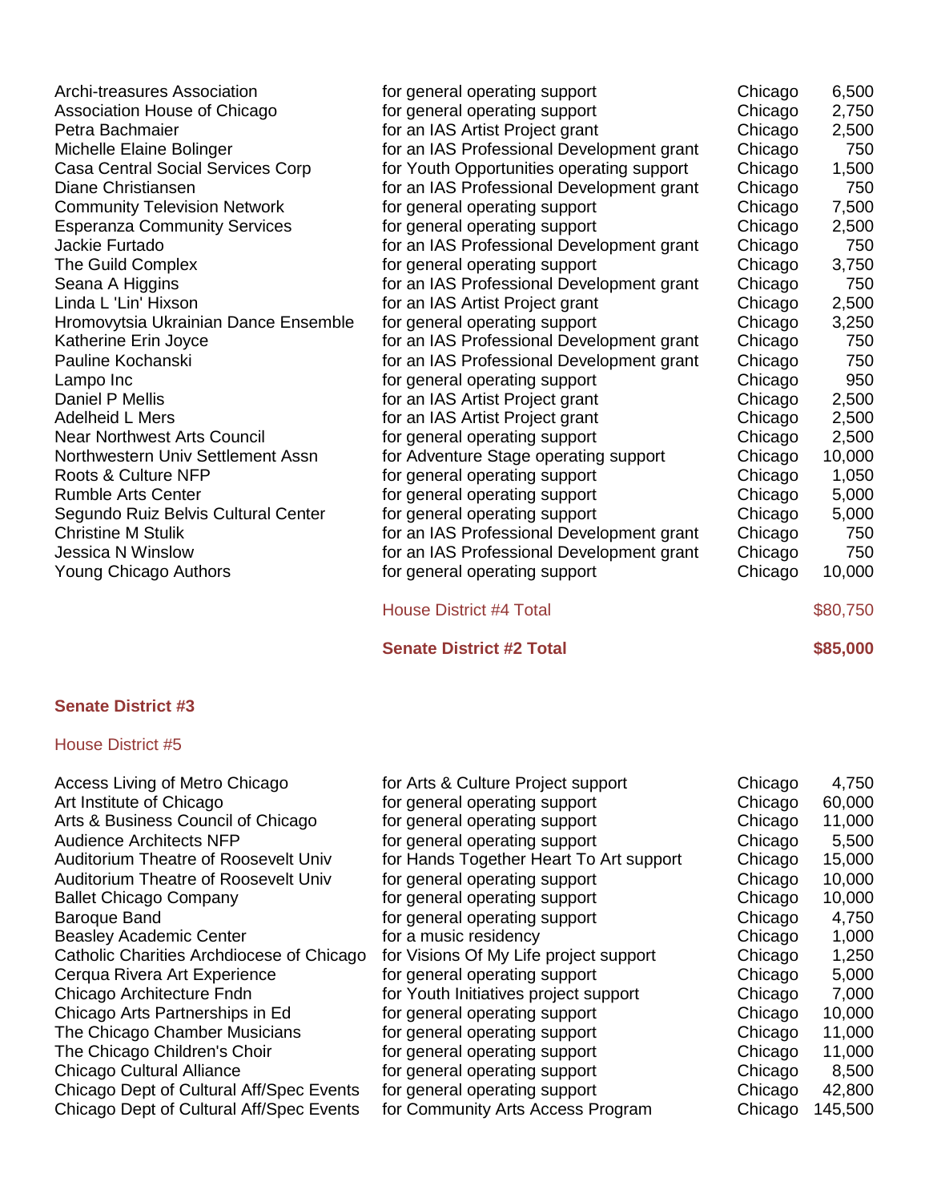| | | | |
|---|---|---|---|
| Archi-treasures Association | for general operating support | Chicago | 6,500 |
| Association House of Chicago | for general operating support | Chicago | 2,750 |
| Petra Bachmaier | for an IAS Artist Project grant | Chicago | 2,500 |
| Michelle Elaine Bolinger | for an IAS Professional Development grant | Chicago | 750 |
| Casa Central Social Services Corp | for Youth Opportunities operating support | Chicago | 1,500 |
| Diane Christiansen | for an IAS Professional Development grant | Chicago | 750 |
| Community Television Network | for general operating support | Chicago | 7,500 |
| Esperanza Community Services | for general operating support | Chicago | 2,500 |
| Jackie Furtado | for an IAS Professional Development grant | Chicago | 750 |
| The Guild Complex | for general operating support | Chicago | 3,750 |
| Seana A Higgins | for an IAS Professional Development grant | Chicago | 750 |
| Linda L 'Lin' Hixson | for an IAS Artist Project grant | Chicago | 2,500 |
| Hromovytsia Ukrainian Dance Ensemble | for general operating support | Chicago | 3,250 |
| Katherine Erin Joyce | for an IAS Professional Development grant | Chicago | 750 |
| Pauline Kochanski | for an IAS Professional Development grant | Chicago | 750 |
| Lampo Inc | for general operating support | Chicago | 950 |
| Daniel P Mellis | for an IAS Artist Project grant | Chicago | 2,500 |
| Adelheid L Mers | for an IAS Artist Project grant | Chicago | 2,500 |
| Near Northwest Arts Council | for general operating support | Chicago | 2,500 |
| Northwestern Univ Settlement Assn | for Adventure Stage operating support | Chicago | 10,000 |
| Roots & Culture NFP | for general operating support | Chicago | 1,050 |
| Rumble Arts Center | for general operating support | Chicago | 5,000 |
| Segundo Ruiz Belvis Cultural Center | for general operating support | Chicago | 5,000 |
| Christine M Stulik | for an IAS Professional Development grant | Chicago | 750 |
| Jessica N Winslow | for an IAS Professional Development grant | Chicago | 750 |
| Young Chicago Authors | for general operating support | Chicago | 10,000 |
| | House District #4 Total | | $80,750 |
| | **Senate District #2 Total** | | **$85,000** |

## Senate District #3

### House District #5

| | | | |
|---|---|---|---|
| Access Living of Metro Chicago | for Arts & Culture Project support | Chicago | 4,750 |
| Art Institute of Chicago | for general operating support | Chicago | 60,000 |
| Arts & Business Council of Chicago | for general operating support | Chicago | 11,000 |
| Audience Architects NFP | for general operating support | Chicago | 5,500 |
| Auditorium Theatre of Roosevelt Univ | for Hands Together Heart To Art support | Chicago | 15,000 |
| Auditorium Theatre of Roosevelt Univ | for general operating support | Chicago | 10,000 |
| Ballet Chicago Company | for general operating support | Chicago | 10,000 |
| Baroque Band | for general operating support | Chicago | 4,750 |
| Beasley Academic Center | for a music residency | Chicago | 1,000 |
| Catholic Charities Archdiocese of Chicago | for Visions Of My Life project support | Chicago | 1,250 |
| Cerqua Rivera Art Experience | for general operating support | Chicago | 5,000 |
| Chicago Architecture Fndn | for Youth Initiatives project support | Chicago | 7,000 |
| Chicago Arts Partnerships in Ed | for general operating support | Chicago | 10,000 |
| The Chicago Chamber Musicians | for general operating support | Chicago | 11,000 |
| The Chicago Children's Choir | for general operating support | Chicago | 11,000 |
| Chicago Cultural Alliance | for general operating support | Chicago | 8,500 |
| Chicago Dept of Cultural Aff/Spec Events | for general operating support | Chicago | 42,800 |
| Chicago Dept of Cultural Aff/Spec Events | for Community Arts Access Program | Chicago | 145,500 |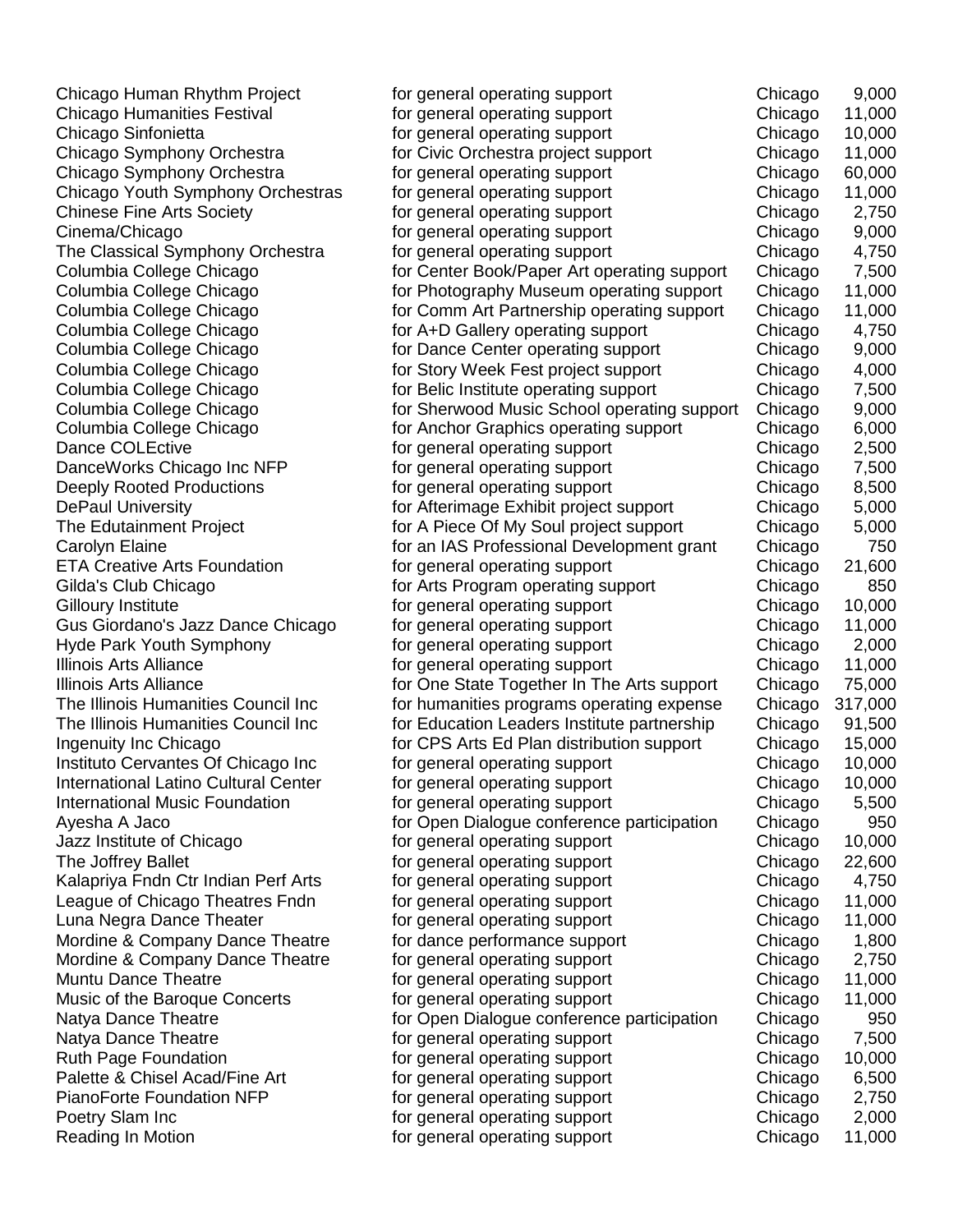| | | | |
|---|---|---|---|
| Chicago Human Rhythm Project | for general operating support | Chicago | 9,000 |
| Chicago Humanities Festival | for general operating support | Chicago | 11,000 |
| Chicago Sinfonietta | for general operating support | Chicago | 10,000 |
| Chicago Symphony Orchestra | for Civic Orchestra project support | Chicago | 11,000 |
| Chicago Symphony Orchestra | for general operating support | Chicago | 60,000 |
| Chicago Youth Symphony Orchestras | for general operating support | Chicago | 11,000 |
| Chinese Fine Arts Society | for general operating support | Chicago | 2,750 |
| Cinema/Chicago | for general operating support | Chicago | 9,000 |
| The Classical Symphony Orchestra | for general operating support | Chicago | 4,750 |
| Columbia College Chicago | for Center Book/Paper Art operating support | Chicago | 7,500 |
| Columbia College Chicago | for Photography Museum operating support | Chicago | 11,000 |
| Columbia College Chicago | for Comm Art Partnership operating support | Chicago | 11,000 |
| Columbia College Chicago | for A+D Gallery operating support | Chicago | 4,750 |
| Columbia College Chicago | for Dance Center operating support | Chicago | 9,000 |
| Columbia College Chicago | for Story Week Fest project support | Chicago | 4,000 |
| Columbia College Chicago | for Belic Institute operating support | Chicago | 7,500 |
| Columbia College Chicago | for Sherwood Music School operating support | Chicago | 9,000 |
| Columbia College Chicago | for Anchor Graphics operating support | Chicago | 6,000 |
| Dance COLEctive | for general operating support | Chicago | 2,500 |
| DanceWorks Chicago Inc NFP | for general operating support | Chicago | 7,500 |
| Deeply Rooted Productions | for general operating support | Chicago | 8,500 |
| DePaul University | for Afterimage Exhibit project support | Chicago | 5,000 |
| The Edutainment Project | for A Piece Of My Soul project support | Chicago | 5,000 |
| Carolyn Elaine | for an IAS Professional Development grant | Chicago | 750 |
| ETA Creative Arts Foundation | for general operating support | Chicago | 21,600 |
| Gilda's Club Chicago | for Arts Program operating support | Chicago | 850 |
| Gilloury Institute | for general operating support | Chicago | 10,000 |
| Gus Giordano's Jazz Dance Chicago | for general operating support | Chicago | 11,000 |
| Hyde Park Youth Symphony | for general operating support | Chicago | 2,000 |
| Illinois Arts Alliance | for general operating support | Chicago | 11,000 |
| Illinois Arts Alliance | for One State Together In The Arts support | Chicago | 75,000 |
| The Illinois Humanities Council Inc | for humanities programs operating expense | Chicago | 317,000 |
| The Illinois Humanities Council Inc | for Education Leaders Institute partnership | Chicago | 91,500 |
| Ingenuity Inc Chicago | for CPS Arts Ed Plan distribution support | Chicago | 15,000 |
| Instituto Cervantes Of Chicago Inc | for general operating support | Chicago | 10,000 |
| International Latino Cultural Center | for general operating support | Chicago | 10,000 |
| International Music Foundation | for general operating support | Chicago | 5,500 |
| Ayesha A Jaco | for Open Dialogue conference participation | Chicago | 950 |
| Jazz Institute of Chicago | for general operating support | Chicago | 10,000 |
| The Joffrey Ballet | for general operating support | Chicago | 22,600 |
| Kalapriya Fndn Ctr Indian Perf Arts | for general operating support | Chicago | 4,750 |
| League of Chicago Theatres Fndn | for general operating support | Chicago | 11,000 |
| Luna Negra Dance Theater | for general operating support | Chicago | 11,000 |
| Mordine & Company Dance Theatre | for dance performance support | Chicago | 1,800 |
| Mordine & Company Dance Theatre | for general operating support | Chicago | 2,750 |
| Muntu Dance Theatre | for general operating support | Chicago | 11,000 |
| Music of the Baroque Concerts | for general operating support | Chicago | 11,000 |
| Natya Dance Theatre | for Open Dialogue conference participation | Chicago | 950 |
| Natya Dance Theatre | for general operating support | Chicago | 7,500 |
| Ruth Page Foundation | for general operating support | Chicago | 10,000 |
| Palette & Chisel Acad/Fine Art | for general operating support | Chicago | 6,500 |
| PianoForte Foundation NFP | for general operating support | Chicago | 2,750 |
| Poetry Slam Inc | for general operating support | Chicago | 2,000 |
| Reading In Motion | for general operating support | Chicago | 11,000 |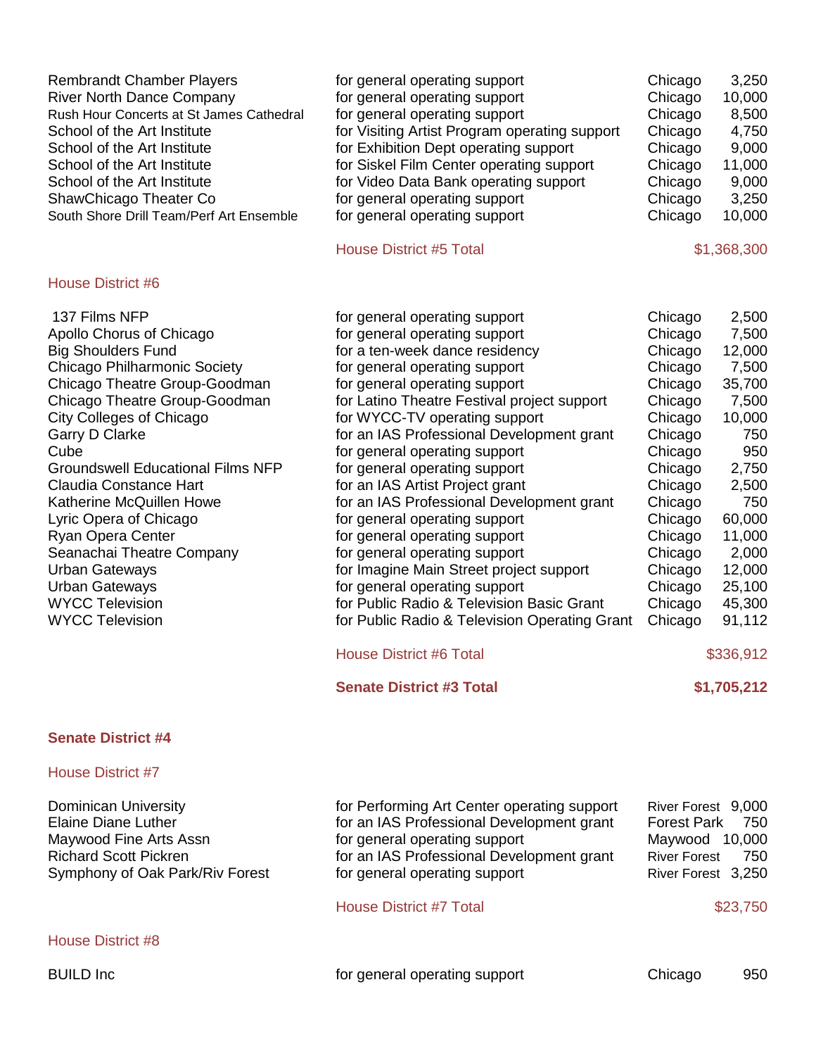| | | | |
|---|---|---|---|
| Rembrandt Chamber Players | for general operating support | Chicago | 3,250 |
| River North Dance Company | for general operating support | Chicago | 10,000 |
| Rush Hour Concerts at St James Cathedral | for general operating support | Chicago | 8,500 |
| School of the Art Institute | for Visiting Artist Program operating support | Chicago | 4,750 |
| School of the Art Institute | for Exhibition Dept operating support | Chicago | 9,000 |
| School of the Art Institute | for Siskel Film Center operating support | Chicago | 11,000 |
| School of the Art Institute | for Video Data Bank operating support | Chicago | 9,000 |
| ShawChicago Theater Co | for general operating support | Chicago | 3,250 |
| South Shore Drill Team/Perf Art Ensemble | for general operating support | Chicago | 10,000 |

House District #5 Total $1,368,300

### House District #6

| | | | |
|---|---|---|---|
| 137 Films NFP | for general operating support | Chicago | 2,500 |
| Apollo Chorus of Chicago | for general operating support | Chicago | 7,500 |
| Big Shoulders Fund | for a ten-week dance residency | Chicago | 12,000 |
| Chicago Philharmonic Society | for general operating support | Chicago | 7,500 |
| Chicago Theatre Group-Goodman | for general operating support | Chicago | 35,700 |
| Chicago Theatre Group-Goodman | for Latino Theatre Festival project support | Chicago | 7,500 |
| City Colleges of Chicago | for WYCC-TV operating support | Chicago | 10,000 |
| Garry D Clarke | for an IAS Professional Development grant | Chicago | 750 |
| Cube | for general operating support | Chicago | 950 |
| Groundswell Educational Films NFP | for general operating support | Chicago | 2,750 |
| Claudia Constance Hart | for an IAS Artist Project grant | Chicago | 2,500 |
| Katherine McQuillen Howe | for an IAS Professional Development grant | Chicago | 750 |
| Lyric Opera of Chicago | for general operating support | Chicago | 60,000 |
| Ryan Opera Center | for general operating support | Chicago | 11,000 |
| Seanachai Theatre Company | for general operating support | Chicago | 2,000 |
| Urban Gateways | for Imagine Main Street project support | Chicago | 12,000 |
| Urban Gateways | for general operating support | Chicago | 25,100 |
| WYCC Television | for Public Radio & Television Basic Grant | Chicago | 45,300 |
| WYCC Television | for Public Radio & Television Operating Grant | Chicago | 91,112 |

House District #6 Total $336,912

**Senate District #3 Total $1,705,212**

## Senate District #4

### House District #7

| | | | |
|---|---|---|---|
| Dominican University | for Performing Art Center operating support | River Forest | 9,000 |
| Elaine Diane Luther | for an IAS Professional Development grant | Forest Park | 750 |
| Maywood Fine Arts Assn | for general operating support | Maywood | 10,000 |
| Richard Scott Pickren | for an IAS Professional Development grant | River Forest | 750 |
| Symphony of Oak Park/Riv Forest | for general operating support | River Forest | 3,250 |

House District #7 Total $23,750

### House District #8

| | | | |
|---|---|---|---|
| BUILD Inc | for general operating support | Chicago | 950 |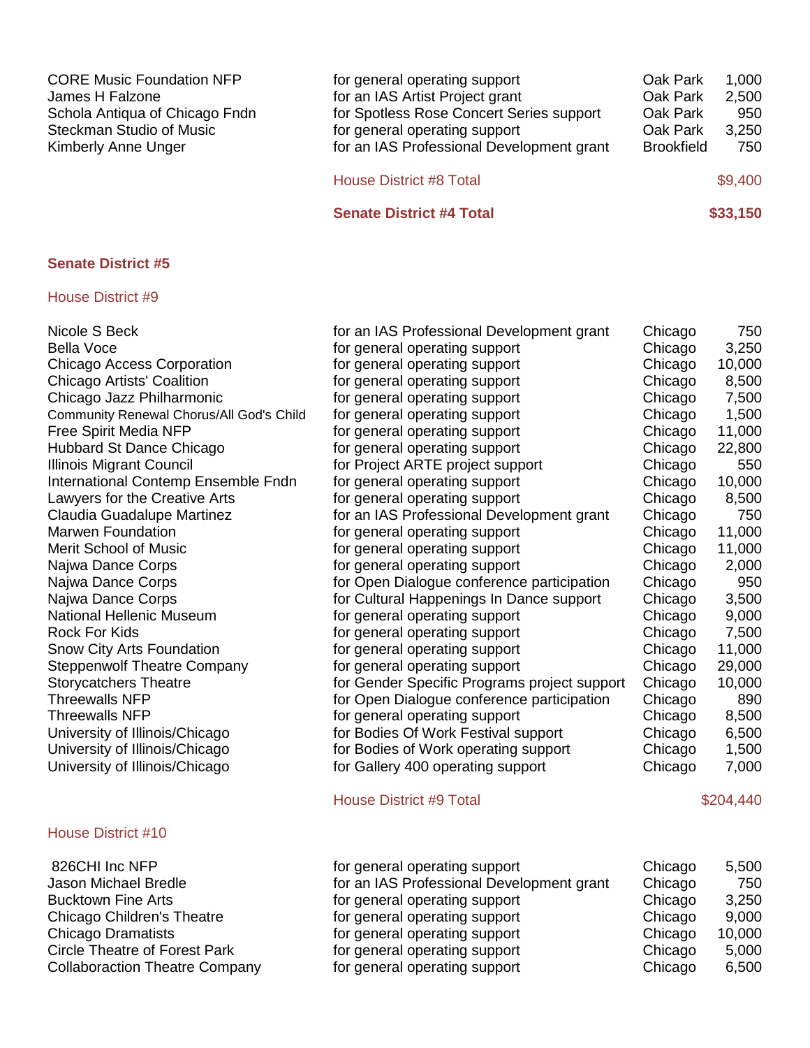| | | | |
|---|---|---|---|
| CORE Music Foundation NFP | for general operating support | Oak Park | 1,000 |
| James H Falzone | for an IAS Artist Project grant | Oak Park | 2,500 |
| Schola Antiqua of Chicago Fndn | for Spotless Rose Concert Series support | Oak Park | 950 |
| Steckman Studio of Music | for general operating support | Oak Park | 3,250 |
| Kimberly Anne Unger | for an IAS Professional Development grant | Brookfield | 750 |
| | House District #8 Total | | $9,400 |
| | **Senate District #4 Total** | | **$33,150** |

## Senate District #5

### House District #9

| | | | |
|---|---|---|---|
| Nicole S Beck | for an IAS Professional Development grant | Chicago | 750 |
| Bella Voce | for general operating support | Chicago | 3,250 |
| Chicago Access Corporation | for general operating support | Chicago | 10,000 |
| Chicago Artists' Coalition | for general operating support | Chicago | 8,500 |
| Chicago Jazz Philharmonic | for general operating support | Chicago | 7,500 |
| Community Renewal Chorus/All God's Child | for general operating support | Chicago | 1,500 |
| Free Spirit Media NFP | for general operating support | Chicago | 11,000 |
| Hubbard St Dance Chicago | for general operating support | Chicago | 22,800 |
| Illinois Migrant Council | for Project ARTE project support | Chicago | 550 |
| International Contemp Ensemble Fndn | for general operating support | Chicago | 10,000 |
| Lawyers for the Creative Arts | for general operating support | Chicago | 8,500 |
| Claudia Guadalupe Martinez | for an IAS Professional Development grant | Chicago | 750 |
| Marwen Foundation | for general operating support | Chicago | 11,000 |
| Merit School of Music | for general operating support | Chicago | 11,000 |
| Najwa Dance Corps | for general operating support | Chicago | 2,000 |
| Najwa Dance Corps | for Open Dialogue conference participation | Chicago | 950 |
| Najwa Dance Corps | for Cultural Happenings In Dance support | Chicago | 3,500 |
| National Hellenic Museum | for general operating support | Chicago | 9,000 |
| Rock For Kids | for general operating support | Chicago | 7,500 |
| Snow City Arts Foundation | for general operating support | Chicago | 11,000 |
| Steppenwolf Theatre Company | for general operating support | Chicago | 29,000 |
| Storycatchers Theatre | for Gender Specific Programs project support | Chicago | 10,000 |
| Threewalls NFP | for Open Dialogue conference participation | Chicago | 890 |
| Threewalls NFP | for general operating support | Chicago | 8,500 |
| University of Illinois/Chicago | for Bodies Of Work Festival support | Chicago | 6,500 |
| University of Illinois/Chicago | for Bodies of Work operating support | Chicago | 1,500 |
| University of Illinois/Chicago | for Gallery 400 operating support | Chicago | 7,000 |
| | House District #9 Total | | $204,440 |

### House District #10

| | | | |
|---|---|---|---|
| 826CHI Inc NFP | for general operating support | Chicago | 5,500 |
| Jason Michael Bredle | for an IAS Professional Development grant | Chicago | 750 |
| Bucktown Fine Arts | for general operating support | Chicago | 3,250 |
| Chicago Children's Theatre | for general operating support | Chicago | 9,000 |
| Chicago Dramatists | for general operating support | Chicago | 10,000 |
| Circle Theatre of Forest Park | for general operating support | Chicago | 5,000 |
| Collaboraction Theatre Company | for general operating support | Chicago | 6,500 |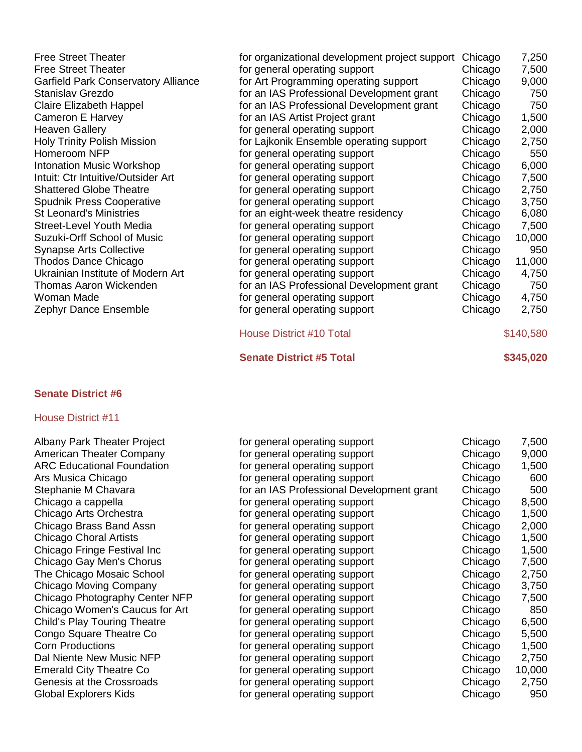| | | | |
|---|---|---|---|
| Free Street Theater | for organizational development project support | Chicago | 7,250 |
| Free Street Theater | for general operating support | Chicago | 7,500 |
| Garfield Park Conservatory Alliance | for Art Programming operating support | Chicago | 9,000 |
| Stanislav Grezdo | for an IAS Professional Development grant | Chicago | 750 |
| Claire Elizabeth Happel | for an IAS Professional Development grant | Chicago | 750 |
| Cameron E Harvey | for an IAS Artist Project grant | Chicago | 1,500 |
| Heaven Gallery | for general operating support | Chicago | 2,000 |
| Holy Trinity Polish Mission | for Lajkonik Ensemble operating support | Chicago | 2,750 |
| Homeroom NFP | for general operating support | Chicago | 550 |
| Intonation Music Workshop | for general operating support | Chicago | 6,000 |
| Intuit: Ctr Intuitive/Outsider Art | for general operating support | Chicago | 7,500 |
| Shattered Globe Theatre | for general operating support | Chicago | 2,750 |
| Spudnik Press Cooperative | for general operating support | Chicago | 3,750 |
| St Leonard's Ministries | for an eight-week theatre residency | Chicago | 6,080 |
| Street-Level Youth Media | for general operating support | Chicago | 7,500 |
| Suzuki-Orff School of Music | for general operating support | Chicago | 10,000 |
| Synapse Arts Collective | for general operating support | Chicago | 950 |
| Thodos Dance Chicago | for general operating support | Chicago | 11,000 |
| Ukrainian Institute of Modern Art | for general operating support | Chicago | 4,750 |
| Thomas Aaron Wickenden | for an IAS Professional Development grant | Chicago | 750 |
| Woman Made | for general operating support | Chicago | 4,750 |
| Zephyr Dance Ensemble | for general operating support | Chicago | 2,750 |
| | House District #10 Total | | $140,580 |
| | **Senate District #5 Total** | | **$345,020** |

## Senate District #6

### House District #11

| | | | |
|---|---|---|---|
| Albany Park Theater Project | for general operating support | Chicago | 7,500 |
| American Theater Company | for general operating support | Chicago | 9,000 |
| ARC Educational Foundation | for general operating support | Chicago | 1,500 |
| Ars Musica Chicago | for general operating support | Chicago | 600 |
| Stephanie M Chavara | for an IAS Professional Development grant | Chicago | 500 |
| Chicago a cappella | for general operating support | Chicago | 8,500 |
| Chicago Arts Orchestra | for general operating support | Chicago | 1,500 |
| Chicago Brass Band Assn | for general operating support | Chicago | 2,000 |
| Chicago Choral Artists | for general operating support | Chicago | 1,500 |
| Chicago Fringe Festival Inc | for general operating support | Chicago | 1,500 |
| Chicago Gay Men's Chorus | for general operating support | Chicago | 7,500 |
| The Chicago Mosaic School | for general operating support | Chicago | 2,750 |
| Chicago Moving Company | for general operating support | Chicago | 3,750 |
| Chicago Photography Center NFP | for general operating support | Chicago | 7,500 |
| Chicago Women's Caucus for Art | for general operating support | Chicago | 850 |
| Child's Play Touring Theatre | for general operating support | Chicago | 6,500 |
| Congo Square Theatre Co | for general operating support | Chicago | 5,500 |
| Corn Productions | for general operating support | Chicago | 1,500 |
| Dal Niente New Music NFP | for general operating support | Chicago | 2,750 |
| Emerald City Theatre Co | for general operating support | Chicago | 10,000 |
| Genesis at the Crossroads | for general operating support | Chicago | 2,750 |
| Global Explorers Kids | for general operating support | Chicago | 950 |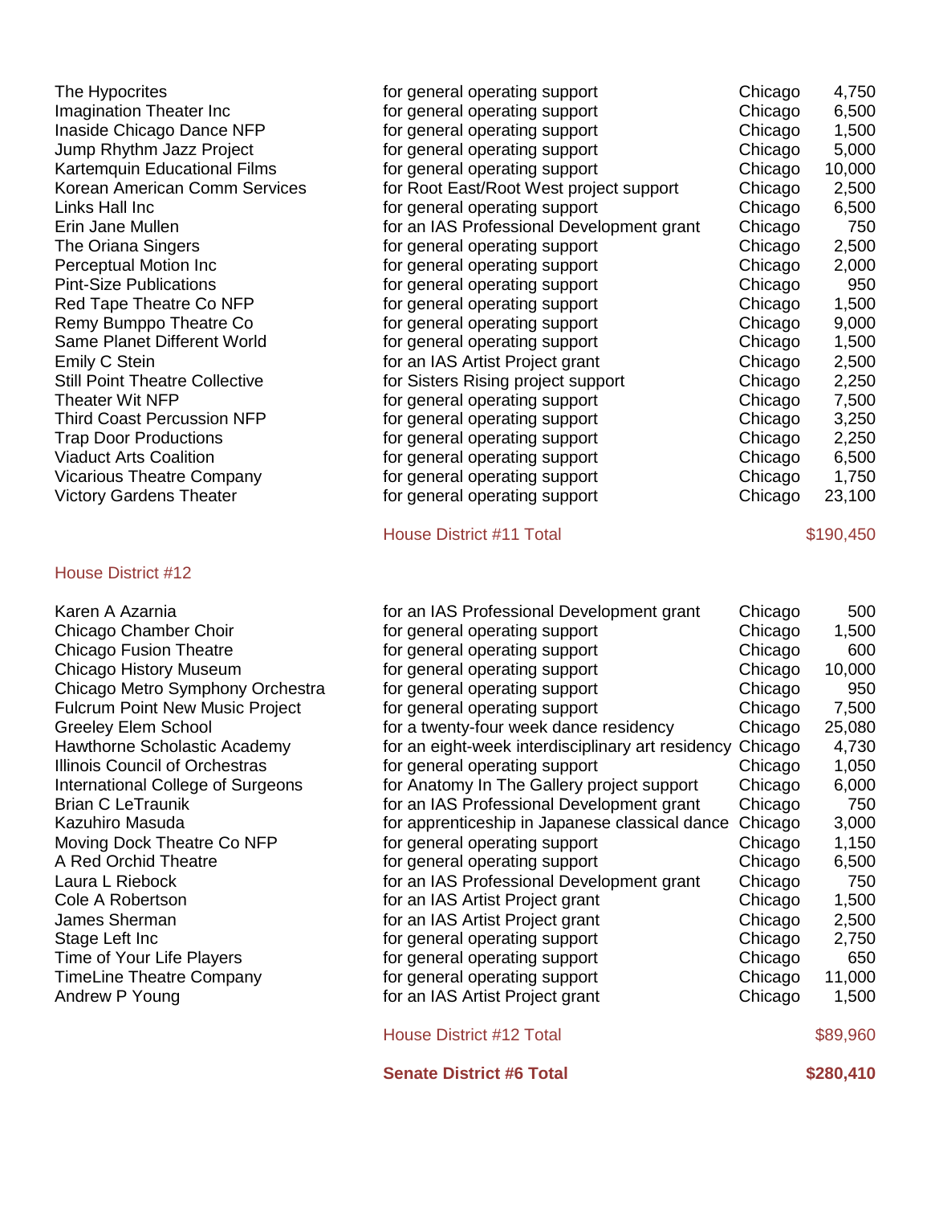| | | | |
|---|---|---|---|
| The Hypocrites | for general operating support | Chicago | 4,750 |
| Imagination Theater Inc | for general operating support | Chicago | 6,500 |
| Inaside Chicago Dance NFP | for general operating support | Chicago | 1,500 |
| Jump Rhythm Jazz Project | for general operating support | Chicago | 5,000 |
| Kartemquin Educational Films | for general operating support | Chicago | 10,000 |
| Korean American Comm Services | for Root East/Root West project support | Chicago | 2,500 |
| Links Hall Inc | for general operating support | Chicago | 6,500 |
| Erin Jane Mullen | for an IAS Professional Development grant | Chicago | 750 |
| The Oriana Singers | for general operating support | Chicago | 2,500 |
| Perceptual Motion Inc | for general operating support | Chicago | 2,000 |
| Pint-Size Publications | for general operating support | Chicago | 950 |
| Red Tape Theatre Co NFP | for general operating support | Chicago | 1,500 |
| Remy Bumppo Theatre Co | for general operating support | Chicago | 9,000 |
| Same Planet Different World | for general operating support | Chicago | 1,500 |
| Emily C Stein | for an IAS Artist Project grant | Chicago | 2,500 |
| Still Point Theatre Collective | for Sisters Rising project support | Chicago | 2,250 |
| Theater Wit NFP | for general operating support | Chicago | 7,500 |
| Third Coast Percussion NFP | for general operating support | Chicago | 3,250 |
| Trap Door Productions | for general operating support | Chicago | 2,250 |
| Viaduct Arts Coalition | for general operating support | Chicago | 6,500 |
| Vicarious Theatre Company | for general operating support | Chicago | 1,750 |
| Victory Gardens Theater | for general operating support | Chicago | 23,100 |
| | House District #11 Total | | $190,450 |

## House District #12

| | | | |
|---|---|---|---|
| Karen A Azarnia | for an IAS Professional Development grant | Chicago | 500 |
| Chicago Chamber Choir | for general operating support | Chicago | 1,500 |
| Chicago Fusion Theatre | for general operating support | Chicago | 600 |
| Chicago History Museum | for general operating support | Chicago | 10,000 |
| Chicago Metro Symphony Orchestra | for general operating support | Chicago | 950 |
| Fulcrum Point New Music Project | for general operating support | Chicago | 7,500 |
| Greeley Elem School | for a twenty-four week dance residency | Chicago | 25,080 |
| Hawthorne Scholastic Academy | for an eight-week interdisciplinary art residency | Chicago | 4,730 |
| Illinois Council of Orchestras | for general operating support | Chicago | 1,050 |
| International College of Surgeons | for Anatomy In The Gallery project support | Chicago | 6,000 |
| Brian C LeTraunik | for an IAS Professional Development grant | Chicago | 750 |
| Kazuhiro Masuda | for apprenticeship in Japanese classical dance | Chicago | 3,000 |
| Moving Dock Theatre Co NFP | for general operating support | Chicago | 1,150 |
| A Red Orchid Theatre | for general operating support | Chicago | 6,500 |
| Laura L Riebock | for an IAS Professional Development grant | Chicago | 750 |
| Cole A Robertson | for an IAS Artist Project grant | Chicago | 1,500 |
| James Sherman | for an IAS Artist Project grant | Chicago | 2,500 |
| Stage Left Inc | for general operating support | Chicago | 2,750 |
| Time of Your Life Players | for general operating support | Chicago | 650 |
| TimeLine Theatre Company | for general operating support | Chicago | 11,000 |
| Andrew P Young | for an IAS Artist Project grant | Chicago | 1,500 |
| | House District #12 Total | | $89,960 |
| | **Senate District #6 Total** | | **$280,410** |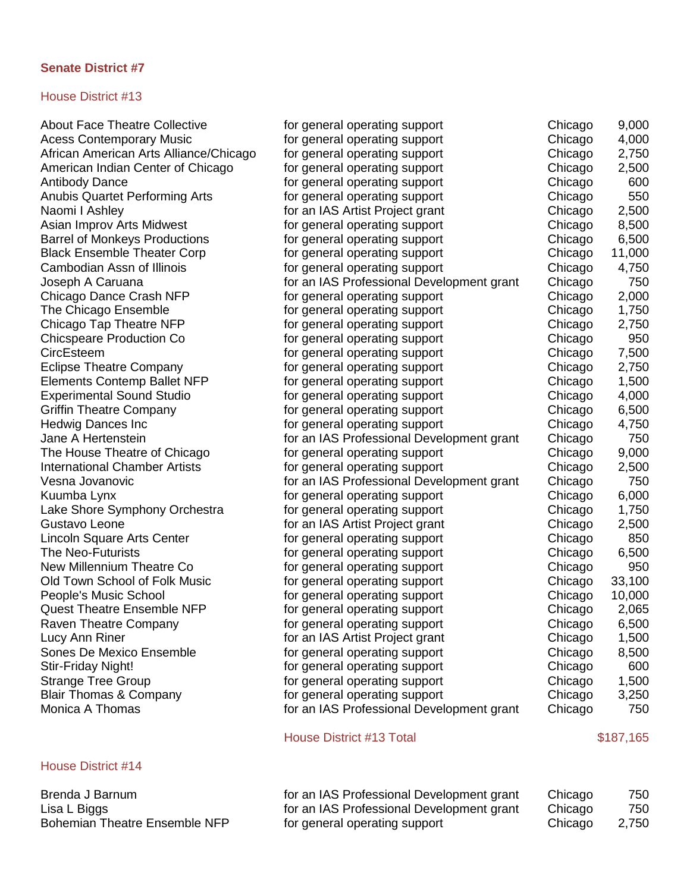## Senate District #7

### House District #13

| | | | |
|---|---|---|---|
| About Face Theatre Collective | for general operating support | Chicago | 9,000 |
| Acess Contemporary Music | for general operating support | Chicago | 4,000 |
| African American Arts Alliance/Chicago | for general operating support | Chicago | 2,750 |
| American Indian Center of Chicago | for general operating support | Chicago | 2,500 |
| Antibody Dance | for general operating support | Chicago | 600 |
| Anubis Quartet Performing Arts | for general operating support | Chicago | 550 |
| Naomi I Ashley | for an IAS Artist Project grant | Chicago | 2,500 |
| Asian Improv Arts Midwest | for general operating support | Chicago | 8,500 |
| Barrel of Monkeys Productions | for general operating support | Chicago | 6,500 |
| Black Ensemble Theater Corp | for general operating support | Chicago | 11,000 |
| Cambodian Assn of Illinois | for general operating support | Chicago | 4,750 |
| Joseph A Caruana | for an IAS Professional Development grant | Chicago | 750 |
| Chicago Dance Crash NFP | for general operating support | Chicago | 2,000 |
| The Chicago Ensemble | for general operating support | Chicago | 1,750 |
| Chicago Tap Theatre NFP | for general operating support | Chicago | 2,750 |
| Chicspeare Production Co | for general operating support | Chicago | 950 |
| CircEsteem | for general operating support | Chicago | 7,500 |
| Eclipse Theatre Company | for general operating support | Chicago | 2,750 |
| Elements Contemp Ballet NFP | for general operating support | Chicago | 1,500 |
| Experimental Sound Studio | for general operating support | Chicago | 4,000 |
| Griffin Theatre Company | for general operating support | Chicago | 6,500 |
| Hedwig Dances Inc | for general operating support | Chicago | 4,750 |
| Jane A Hertenstein | for an IAS Professional Development grant | Chicago | 750 |
| The House Theatre of Chicago | for general operating support | Chicago | 9,000 |
| International Chamber Artists | for general operating support | Chicago | 2,500 |
| Vesna Jovanovic | for an IAS Professional Development grant | Chicago | 750 |
| Kuumba Lynx | for general operating support | Chicago | 6,000 |
| Lake Shore Symphony Orchestra | for general operating support | Chicago | 1,750 |
| Gustavo Leone | for an IAS Artist Project grant | Chicago | 2,500 |
| Lincoln Square Arts Center | for general operating support | Chicago | 850 |
| The Neo-Futurists | for general operating support | Chicago | 6,500 |
| New Millennium Theatre Co | for general operating support | Chicago | 950 |
| Old Town School of Folk Music | for general operating support | Chicago | 33,100 |
| People's Music School | for general operating support | Chicago | 10,000 |
| Quest Theatre Ensemble NFP | for general operating support | Chicago | 2,065 |
| Raven Theatre Company | for general operating support | Chicago | 6,500 |
| Lucy Ann Riner | for an IAS Artist Project grant | Chicago | 1,500 |
| Sones De Mexico Ensemble | for general operating support | Chicago | 8,500 |
| Stir-Friday Night! | for general operating support | Chicago | 600 |
| Strange Tree Group | for general operating support | Chicago | 1,500 |
| Blair Thomas & Company | for general operating support | Chicago | 3,250 |
| Monica A Thomas | for an IAS Professional Development grant | Chicago | 750 |
| | House District #13 Total | | $187,165 |

### House District #14

| | | | |
|---|---|---|---|
| Brenda J Barnum | for an IAS Professional Development grant | Chicago | 750 |
| Lisa L Biggs | for an IAS Professional Development grant | Chicago | 750 |
| Bohemian Theatre Ensemble NFP | for general operating support | Chicago | 2,750 |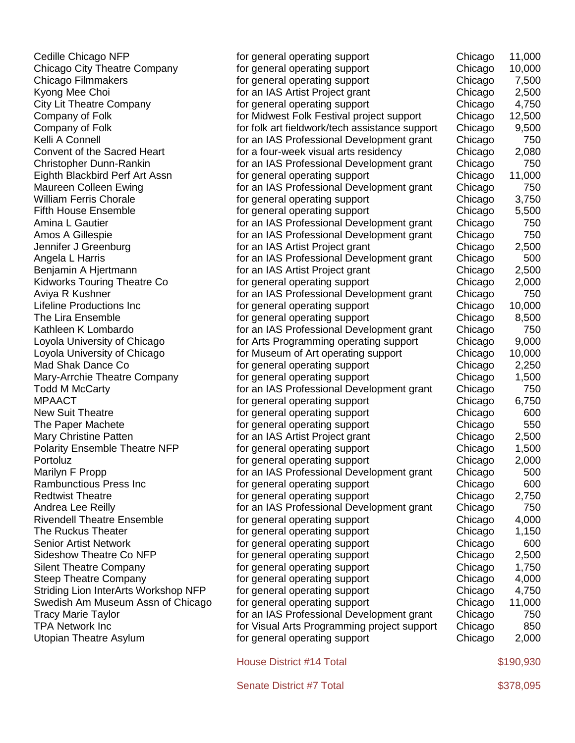| | | | |
|---|---|---|---|
| Cedille Chicago NFP | for general operating support | Chicago | 11,000 |
| Chicago City Theatre Company | for general operating support | Chicago | 10,000 |
| Chicago Filmmakers | for general operating support | Chicago | 7,500 |
| Kyong Mee Choi | for an IAS Artist Project grant | Chicago | 2,500 |
| City Lit Theatre Company | for general operating support | Chicago | 4,750 |
| Company of Folk | for Midwest Folk Festival project support | Chicago | 12,500 |
| Company of Folk | for folk art fieldwork/tech assistance support | Chicago | 9,500 |
| Kelli A Connell | for an IAS Professional Development grant | Chicago | 750 |
| Convent of the Sacred Heart | for a four-week visual arts residency | Chicago | 2,080 |
| Christopher Dunn-Rankin | for an IAS Professional Development grant | Chicago | 750 |
| Eighth Blackbird Perf Art Assn | for general operating support | Chicago | 11,000 |
| Maureen Colleen Ewing | for an IAS Professional Development grant | Chicago | 750 |
| William Ferris Chorale | for general operating support | Chicago | 3,750 |
| Fifth House Ensemble | for general operating support | Chicago | 5,500 |
| Amina L Gautier | for an IAS Professional Development grant | Chicago | 750 |
| Amos A Gillespie | for an IAS Professional Development grant | Chicago | 750 |
| Jennifer J Greenburg | for an IAS Artist Project grant | Chicago | 2,500 |
| Angela L Harris | for an IAS Professional Development grant | Chicago | 500 |
| Benjamin A Hjertmann | for an IAS Artist Project grant | Chicago | 2,500 |
| Kidworks Touring Theatre Co | for general operating support | Chicago | 2,000 |
| Aviya R Kushner | for an IAS Professional Development grant | Chicago | 750 |
| Lifeline Productions Inc | for general operating support | Chicago | 10,000 |
| The Lira Ensemble | for general operating support | Chicago | 8,500 |
| Kathleen K Lombardo | for an IAS Professional Development grant | Chicago | 750 |
| Loyola University of Chicago | for Arts Programming operating support | Chicago | 9,000 |
| Loyola University of Chicago | for Museum of Art operating support | Chicago | 10,000 |
| Mad Shak Dance Co | for general operating support | Chicago | 2,250 |
| Mary-Arrchie Theatre Company | for general operating support | Chicago | 1,500 |
| Todd M McCarty | for an IAS Professional Development grant | Chicago | 750 |
| MPAACT | for general operating support | Chicago | 6,750 |
| New Suit Theatre | for general operating support | Chicago | 600 |
| The Paper Machete | for general operating support | Chicago | 550 |
| Mary Christine Patten | for an IAS Artist Project grant | Chicago | 2,500 |
| Polarity Ensemble Theatre NFP | for general operating support | Chicago | 1,500 |
| Portoluz | for general operating support | Chicago | 2,000 |
| Marilyn F Propp | for an IAS Professional Development grant | Chicago | 500 |
| Rambunctious Press Inc | for general operating support | Chicago | 600 |
| Redtwist Theatre | for general operating support | Chicago | 2,750 |
| Andrea Lee Reilly | for an IAS Professional Development grant | Chicago | 750 |
| Rivendell Theatre Ensemble | for general operating support | Chicago | 4,000 |
| The Ruckus Theater | for general operating support | Chicago | 1,150 |
| Senior Artist Network | for general operating support | Chicago | 600 |
| Sideshow Theatre Co NFP | for general operating support | Chicago | 2,500 |
| Silent Theatre Company | for general operating support | Chicago | 1,750 |
| Steep Theatre Company | for general operating support | Chicago | 4,000 |
| Striding Lion InterArts Workshop NFP | for general operating support | Chicago | 4,750 |
| Swedish Am Museum Assn of Chicago | for general operating support | Chicago | 11,000 |
| Tracy Marie Taylor | for an IAS Professional Development grant | Chicago | 750 |
| TPA Network Inc | for Visual Arts Programming project support | Chicago | 850 |
| Utopian Theatre Asylum | for general operating support | Chicago | 2,000 |
| | House District #14 Total | | $190,930 |
| | Senate District #7 Total | | $378,095 |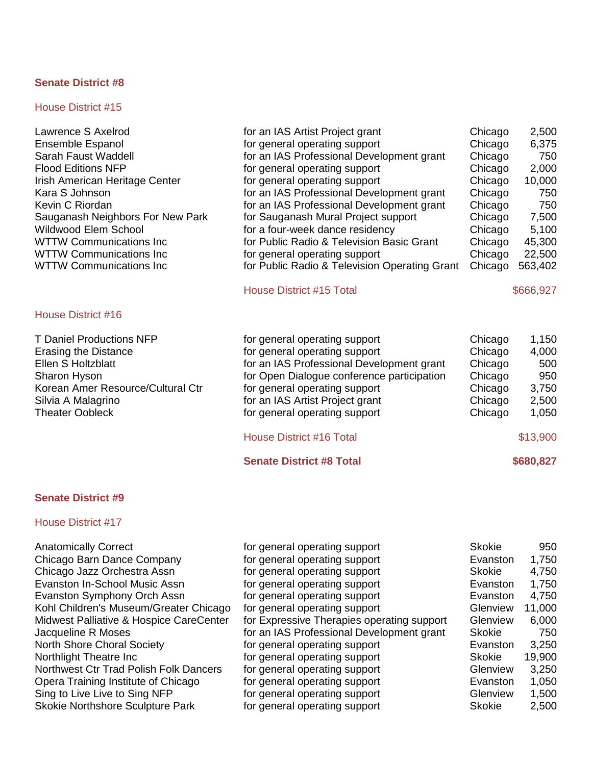## Senate District #8

### House District #15

| Recipient | Purpose | City | Amount |
|---|---|---|---|
| Lawrence S Axelrod | for an IAS Artist Project grant | Chicago | 2,500 |
| Ensemble Espanol | for general operating support | Chicago | 6,375 |
| Sarah Faust Waddell | for an IAS Professional Development grant | Chicago | 750 |
| Flood Editions NFP | for general operating support | Chicago | 2,000 |
| Irish American Heritage Center | for general operating support | Chicago | 10,000 |
| Kara S Johnson | for an IAS Professional Development grant | Chicago | 750 |
| Kevin C Riordan | for an IAS Professional Development grant | Chicago | 750 |
| Sauganash Neighbors For New Park | for Sauganash Mural Project support | Chicago | 7,500 |
| Wildwood Elem School | for a four-week dance residency | Chicago | 5,100 |
| WTTW Communications Inc | for Public Radio & Television Basic Grant | Chicago | 45,300 |
| WTTW Communications Inc | for general operating support | Chicago | 22,500 |
| WTTW Communications Inc | for Public Radio & Television Operating Grant | Chicago | 563,402 |
| | House District #15 Total | | $666,927 |

### House District #16

| Recipient | Purpose | City | Amount |
|---|---|---|---|
| T Daniel Productions NFP | for general operating support | Chicago | 1,150 |
| Erasing the Distance | for general operating support | Chicago | 4,000 |
| Ellen S Holtzblatt | for an IAS Professional Development grant | Chicago | 500 |
| Sharon Hyson | for Open Dialogue conference participation | Chicago | 950 |
| Korean Amer Resource/Cultural Ctr | for general operating support | Chicago | 3,750 |
| Silvia A Malagrino | for an IAS Artist Project grant | Chicago | 2,500 |
| Theater Oobleck | for general operating support | Chicago | 1,050 |
| | House District #16 Total | | $13,900 |
| | **Senate District #8 Total** | | **$680,827** |

## Senate District #9

### House District #17

| Recipient | Purpose | City | Amount |
|---|---|---|---|
| Anatomically Correct | for general operating support | Skokie | 950 |
| Chicago Barn Dance Company | for general operating support | Evanston | 1,750 |
| Chicago Jazz Orchestra Assn | for general operating support | Skokie | 4,750 |
| Evanston In-School Music Assn | for general operating support | Evanston | 1,750 |
| Evanston Symphony Orch Assn | for general operating support | Evanston | 4,750 |
| Kohl Children's Museum/Greater Chicago | for general operating support | Glenview | 11,000 |
| Midwest Palliative & Hospice CareCenter | for Expressive Therapies operating support | Glenview | 6,000 |
| Jacqueline R Moses | for an IAS Professional Development grant | Skokie | 750 |
| North Shore Choral Society | for general operating support | Evanston | 3,250 |
| Northlight Theatre Inc | for general operating support | Skokie | 19,900 |
| Northwest Ctr Trad Polish Folk Dancers | for general operating support | Glenview | 3,250 |
| Opera Training Institute of Chicago | for general operating support | Evanston | 1,050 |
| Sing to Live Live to Sing NFP | for general operating support | Glenview | 1,500 |
| Skokie Northshore Sculpture Park | for general operating support | Skokie | 2,500 |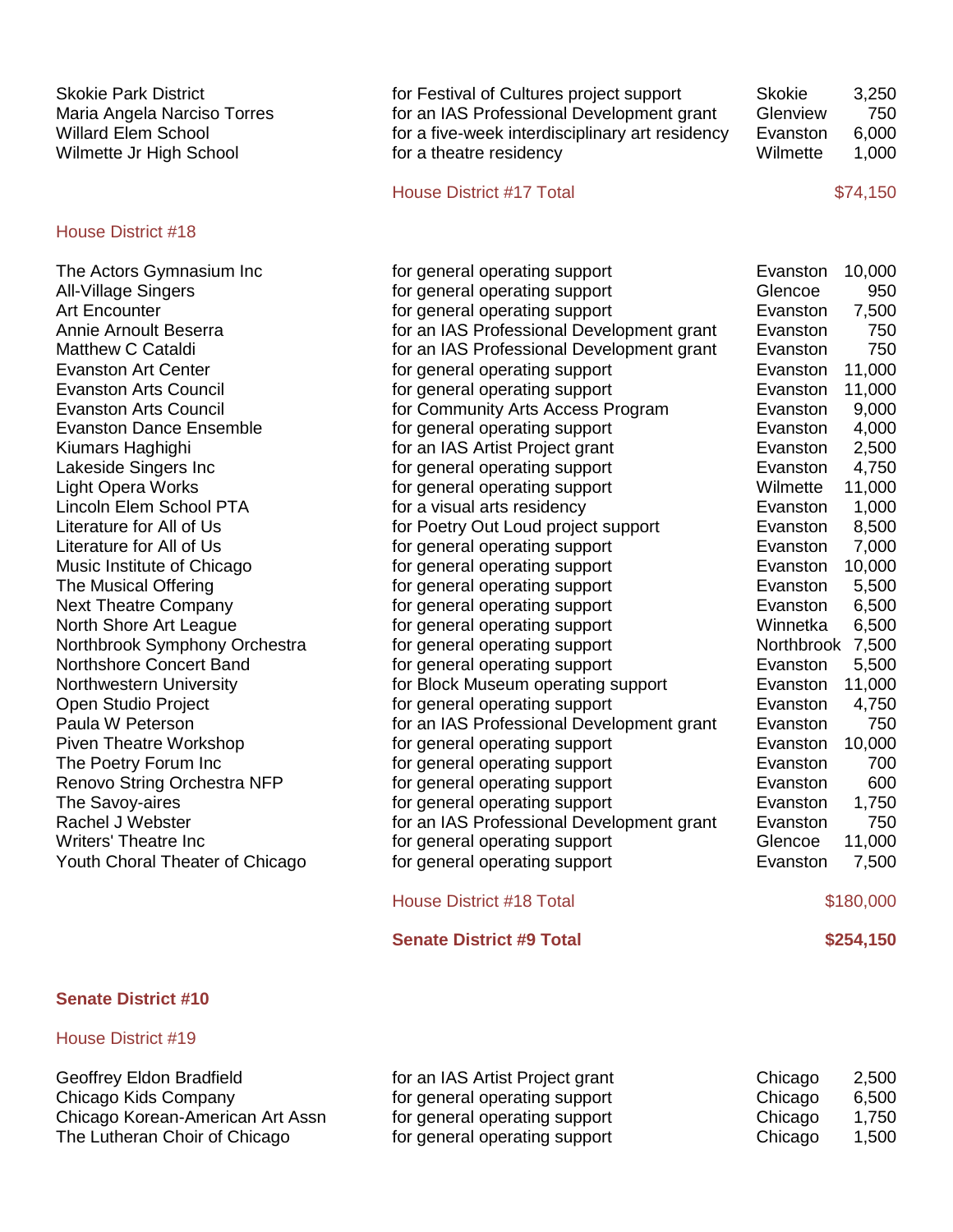| | | | |
|---|---|---|---|
| Skokie Park District | for Festival of Cultures project support | Skokie | 3,250 |
| Maria Angela Narciso Torres | for an IAS Professional Development grant | Glenview | 750 |
| Willard Elem School | for a five-week interdisciplinary art residency | Evanston | 6,000 |
| Wilmette Jr High School | for a theatre residency | Wilmette | 1,000 |
| | House District #17 Total | | $74,150 |

### House District #18

| | | | |
|---|---|---|---|
| The Actors Gymnasium Inc | for general operating support | Evanston | 10,000 |
| All-Village Singers | for general operating support | Glencoe | 950 |
| Art Encounter | for general operating support | Evanston | 7,500 |
| Annie Arnoult Beserra | for an IAS Professional Development grant | Evanston | 750 |
| Matthew C Cataldi | for an IAS Professional Development grant | Evanston | 750 |
| Evanston Art Center | for general operating support | Evanston | 11,000 |
| Evanston Arts Council | for general operating support | Evanston | 11,000 |
| Evanston Arts Council | for Community Arts Access Program | Evanston | 9,000 |
| Evanston Dance Ensemble | for general operating support | Evanston | 4,000 |
| Kiumars Haghighi | for an IAS Artist Project grant | Evanston | 2,500 |
| Lakeside Singers Inc | for general operating support | Evanston | 4,750 |
| Light Opera Works | for general operating support | Wilmette | 11,000 |
| Lincoln Elem School PTA | for a visual arts residency | Evanston | 1,000 |
| Literature for All of Us | for Poetry Out Loud project support | Evanston | 8,500 |
| Literature for All of Us | for general operating support | Evanston | 7,000 |
| Music Institute of Chicago | for general operating support | Evanston | 10,000 |
| The Musical Offering | for general operating support | Evanston | 5,500 |
| Next Theatre Company | for general operating support | Evanston | 6,500 |
| North Shore Art League | for general operating support | Winnetka | 6,500 |
| Northbrook Symphony Orchestra | for general operating support | Northbrook | 7,500 |
| Northshore Concert Band | for general operating support | Evanston | 5,500 |
| Northwestern University | for Block Museum operating support | Evanston | 11,000 |
| Open Studio Project | for general operating support | Evanston | 4,750 |
| Paula W Peterson | for an IAS Professional Development grant | Evanston | 750 |
| Piven Theatre Workshop | for general operating support | Evanston | 10,000 |
| The Poetry Forum Inc | for general operating support | Evanston | 700 |
| Renovo String Orchestra NFP | for general operating support | Evanston | 600 |
| The Savoy-aires | for general operating support | Evanston | 1,750 |
| Rachel J Webster | for an IAS Professional Development grant | Evanston | 750 |
| Writers' Theatre Inc | for general operating support | Glencoe | 11,000 |
| Youth Choral Theater of Chicago | for general operating support | Evanston | 7,500 |
| | House District #18 Total | | $180,000 |
| | **Senate District #9 Total** | | **$254,150** |

## Senate District #10

### House District #19

| | | | |
|---|---|---|---|
| Geoffrey Eldon Bradfield | for an IAS Artist Project grant | Chicago | 2,500 |
| Chicago Kids Company | for general operating support | Chicago | 6,500 |
| Chicago Korean-American Art Assn | for general operating support | Chicago | 1,750 |
| The Lutheran Choir of Chicago | for general operating support | Chicago | 1,500 |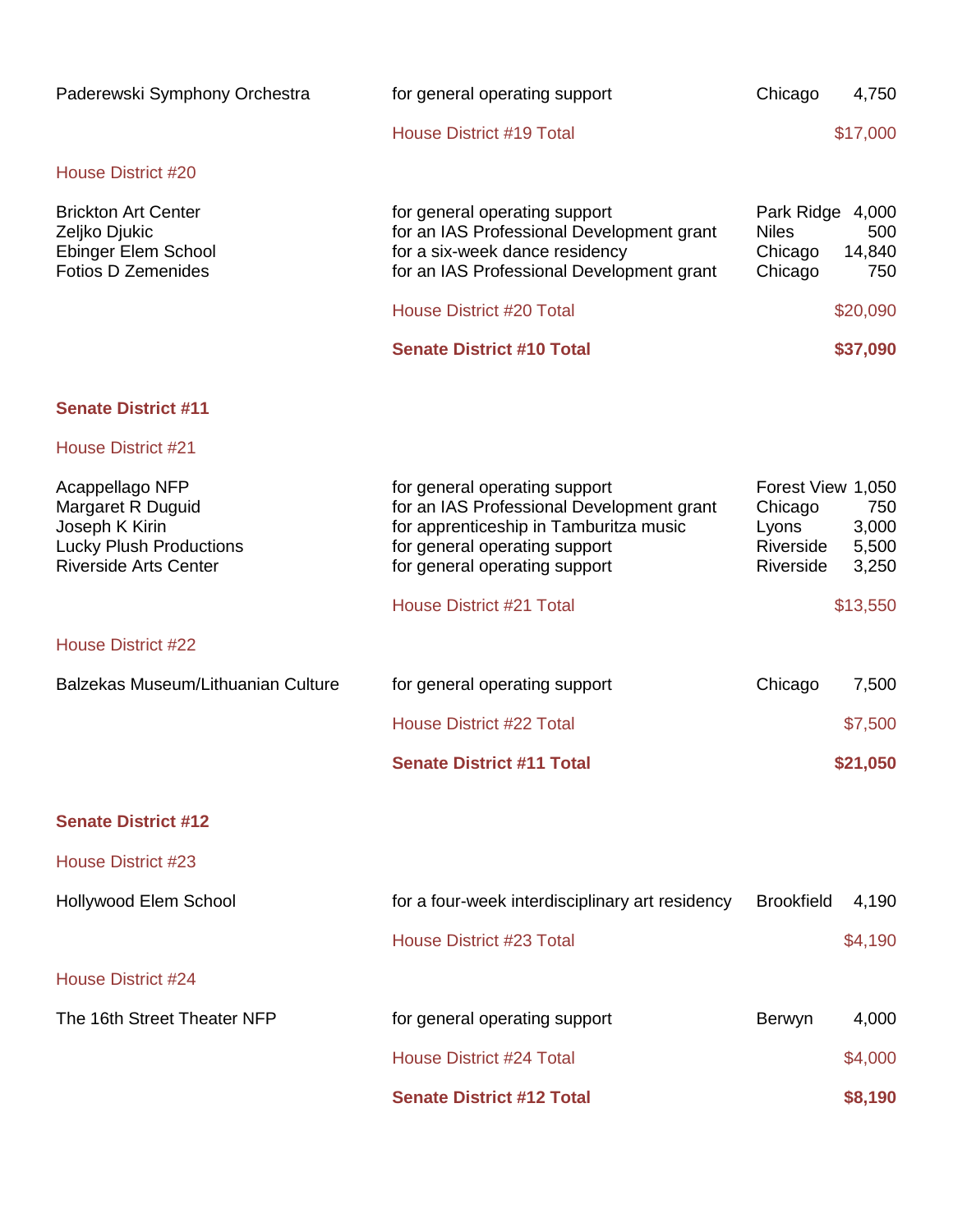| | | | |
|---|---|---|---|
| Paderewski Symphony Orchestra | for general operating support | Chicago | 4,750 |
| | House District #19 Total | | $17,000 |

### House District #20

| | | | |
|---|---|---|---|
| Brickton Art Center | for general operating support | Park Ridge | 4,000 |
| Zeljko Djukic | for an IAS Professional Development grant | Niles | 500 |
| Ebinger Elem School | for a six-week dance residency | Chicago | 14,840 |
| Fotios D Zemenides | for an IAS Professional Development grant | Chicago | 750 |
| | House District #20 Total | | $20,090 |
| | **Senate District #10 Total** | | **$37,090** |

## Senate District #11

### House District #21

| | | | |
|---|---|---|---|
| Acappellago NFP | for general operating support | Forest View | 1,050 |
| Margaret R Duguid | for an IAS Professional Development grant | Chicago | 750 |
| Joseph K Kirin | for apprenticeship in Tamburitza music | Lyons | 3,000 |
| Lucky Plush Productions | for general operating support | Riverside | 5,500 |
| Riverside Arts Center | for general operating support | Riverside | 3,250 |
| | House District #21 Total | | $13,550 |

### House District #22

| | | | |
|---|---|---|---|
| Balzekas Museum/Lithuanian Culture | for general operating support | Chicago | 7,500 |
| | House District #22 Total | | $7,500 |
| | **Senate District #11 Total** | | **$21,050** |

## Senate District #12

### House District #23

| | | | |
|---|---|---|---|
| Hollywood Elem School | for a four-week interdisciplinary art residency | Brookfield | 4,190 |
| | House District #23 Total | | $4,190 |

### House District #24

| | | | |
|---|---|---|---|
| The 16th Street Theater NFP | for general operating support | Berwyn | 4,000 |
| | House District #24 Total | | $4,000 |
| | **Senate District #12 Total** | | **$8,190** |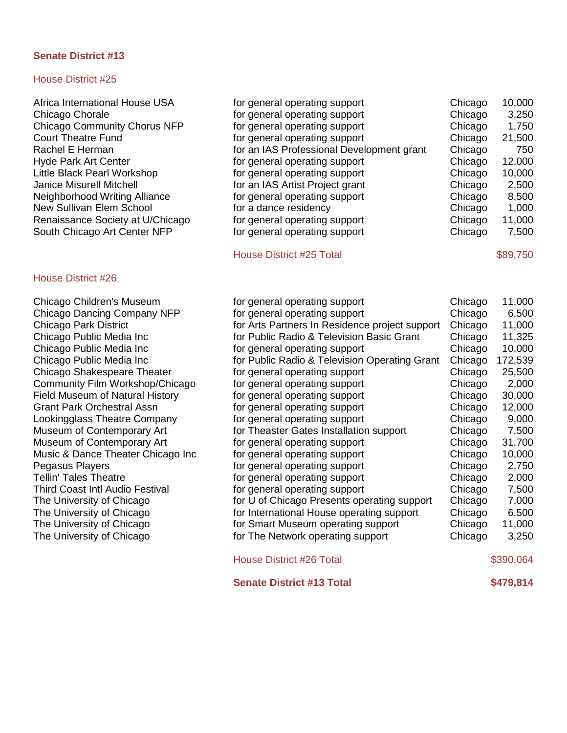## Senate District #13

### House District #25

| | | | |
|---|---|---|---|
| Africa International House USA | for general operating support | Chicago | 10,000 |
| Chicago Chorale | for general operating support | Chicago | 3,250 |
| Chicago Community Chorus NFP | for general operating support | Chicago | 1,750 |
| Court Theatre Fund | for general operating support | Chicago | 21,500 |
| Rachel E Herman | for an IAS Professional Development grant | Chicago | 750 |
| Hyde Park Art Center | for general operating support | Chicago | 12,000 |
| Little Black Pearl Workshop | for general operating support | Chicago | 10,000 |
| Janice Misurell Mitchell | for an IAS Artist Project grant | Chicago | 2,500 |
| Neighborhood Writing Alliance | for general operating support | Chicago | 8,500 |
| New Sullivan Elem School | for a dance residency | Chicago | 1,000 |
| Renaissance Society at U/Chicago | for general operating support | Chicago | 11,000 |
| South Chicago Art Center NFP | for general operating support | Chicago | 7,500 |
| | House District #25 Total | | $89,750 |

### House District #26

| | | | |
|---|---|---|---|
| Chicago Children's Museum | for general operating support | Chicago | 11,000 |
| Chicago Dancing Company NFP | for general operating support | Chicago | 6,500 |
| Chicago Park District | for Arts Partners In Residence project support | Chicago | 11,000 |
| Chicago Public Media Inc | for Public Radio & Television Basic Grant | Chicago | 11,325 |
| Chicago Public Media Inc | for general operating support | Chicago | 10,000 |
| Chicago Public Media Inc | for Public Radio & Television Operating Grant | Chicago | 172,539 |
| Chicago Shakespeare Theater | for general operating support | Chicago | 25,500 |
| Community Film Workshop/Chicago | for general operating support | Chicago | 2,000 |
| Field Museum of Natural History | for general operating support | Chicago | 30,000 |
| Grant Park Orchestral Assn | for general operating support | Chicago | 12,000 |
| Lookingglass Theatre Company | for general operating support | Chicago | 9,000 |
| Museum of Contemporary Art | for Theaster Gates Installation support | Chicago | 7,500 |
| Museum of Contemporary Art | for general operating support | Chicago | 31,700 |
| Music & Dance Theater Chicago Inc | for general operating support | Chicago | 10,000 |
| Pegasus Players | for general operating support | Chicago | 2,750 |
| Tellin' Tales Theatre | for general operating support | Chicago | 2,000 |
| Third Coast Intl Audio Festival | for general operating support | Chicago | 7,500 |
| The University of Chicago | for U of Chicago Presents operating support | Chicago | 7,000 |
| The University of Chicago | for International House operating support | Chicago | 6,500 |
| The University of Chicago | for Smart Museum operating support | Chicago | 11,000 |
| The University of Chicago | for The Network operating support | Chicago | 3,250 |
| | House District #26 Total | | $390,064 |
| | **Senate District #13 Total** | | **$479,814** |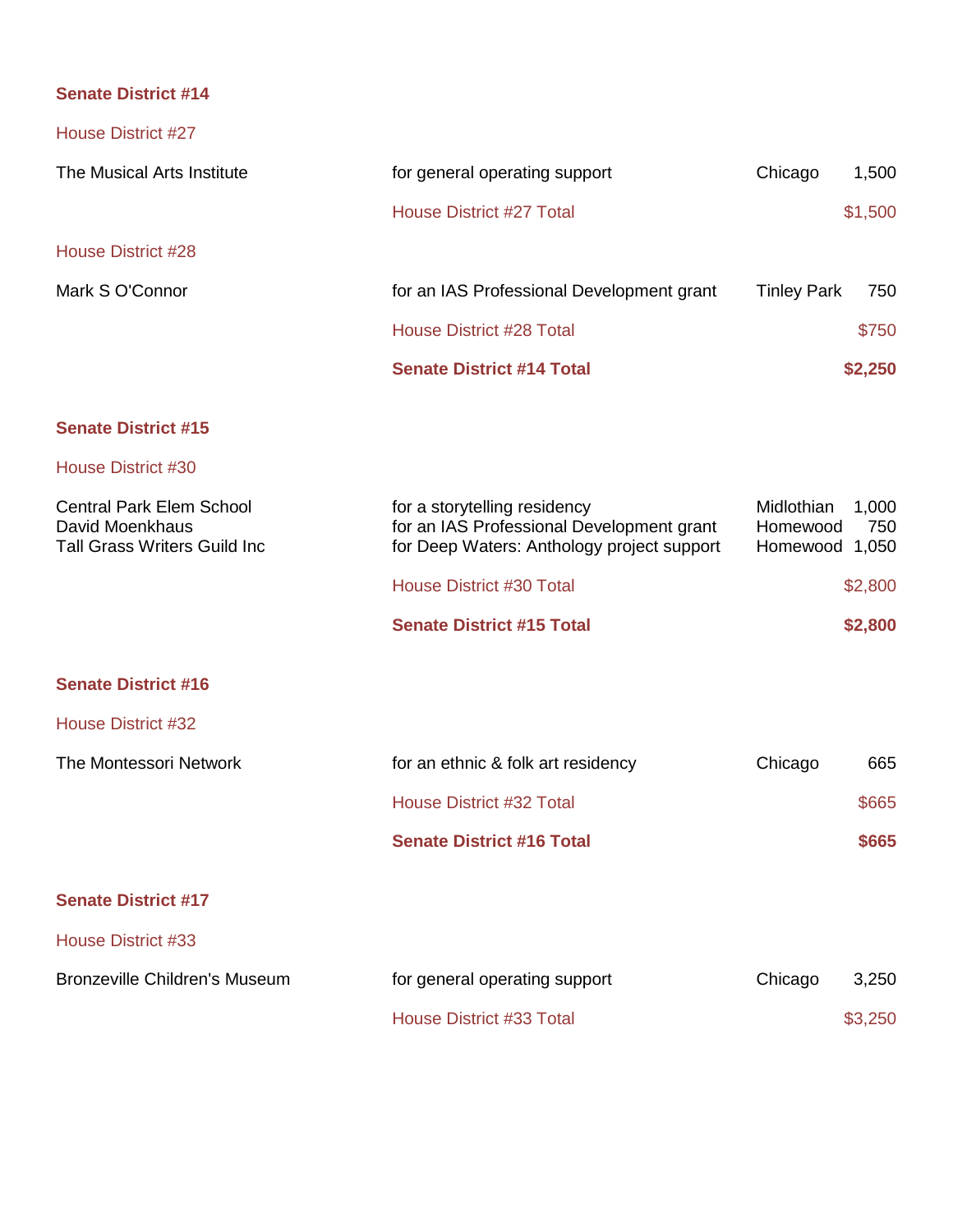**Senate District #14**

House District #27

| | | | |
|---|---|---|---|
| The Musical Arts Institute | for general operating support | Chicago | 1,500 |
| | House District #27 Total | | $1,500 |

House District #28

| | | | |
|---|---|---|---|
| Mark S O'Connor | for an IAS Professional Development grant | Tinley Park | 750 |
| | House District #28 Total | | $750 |
| | **Senate District #14 Total** | | **$2,250** |

**Senate District #15**

House District #30

| | | | |
|---|---|---|---|
| Central Park Elem School | for a storytelling residency | Midlothian | 1,000 |
| David Moenkhaus | for an IAS Professional Development grant | Homewood | 750 |
| Tall Grass Writers Guild Inc | for Deep Waters: Anthology project support | Homewood | 1,050 |
| | House District #30 Total | | $2,800 |
| | **Senate District #15 Total** | | **$2,800** |

**Senate District #16**

House District #32

| | | | |
|---|---|---|---|
| The Montessori Network | for an ethnic & folk art residency | Chicago | 665 |
| | House District #32 Total | | $665 |
| | **Senate District #16 Total** | | **$665** |

**Senate District #17**

House District #33

| | | | |
|---|---|---|---|
| Bronzeville Children's Museum | for general operating support | Chicago | 3,250 |
| | House District #33 Total | | $3,250 |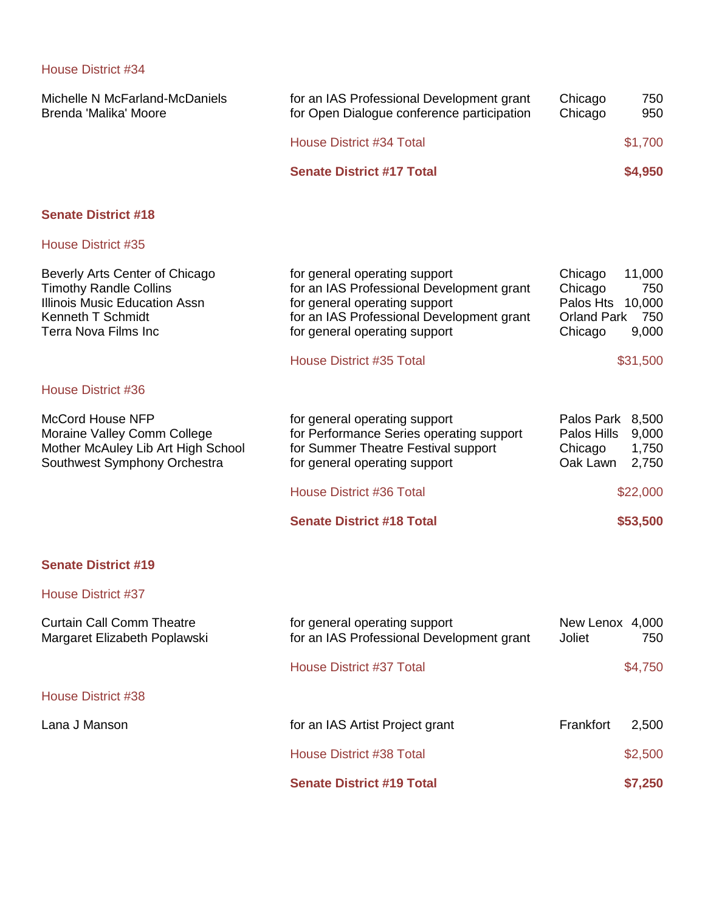House District #34

| | | | |
|---|---|---|---|
| Michelle N McFarland-McDaniels | for an IAS Professional Development grant | Chicago | 750 |
| Brenda 'Malika' Moore | for Open Dialogue conference participation | Chicago | 950 |
| | House District #34 Total | | $1,700 |
| | **Senate District #17 Total** | | **$4,950** |

## Senate District #18

House District #35

| | | | |
|---|---|---|---|
| Beverly Arts Center of Chicago | for general operating support | Chicago | 11,000 |
| Timothy Randle Collins | for an IAS Professional Development grant | Chicago | 750 |
| Illinois Music Education Assn | for general operating support | Palos Hts | 10,000 |
| Kenneth T Schmidt | for an IAS Professional Development grant | Orland Park | 750 |
| Terra Nova Films Inc | for general operating support | Chicago | 9,000 |
| | House District #35 Total | | $31,500 |

House District #36

| | | | |
|---|---|---|---|
| McCord House NFP | for general operating support | Palos Park | 8,500 |
| Moraine Valley Comm College | for Performance Series operating support | Palos Hills | 9,000 |
| Mother McAuley Lib Art High School | for Summer Theatre Festival support | Chicago | 1,750 |
| Southwest Symphony Orchestra | for general operating support | Oak Lawn | 2,750 |
| | House District #36 Total | | $22,000 |
| | **Senate District #18 Total** | | **$53,500** |

## Senate District #19

House District #37

| | | | |
|---|---|---|---|
| Curtain Call Comm Theatre | for general operating support | New Lenox | 4,000 |
| Margaret Elizabeth Poplawski | for an IAS Professional Development grant | Joliet | 750 |
| | House District #37 Total | | $4,750 |

House District #38

| | | | |
|---|---|---|---|
| Lana J Manson | for an IAS Artist Project grant | Frankfort | 2,500 |
| | House District #38 Total | | $2,500 |
| | **Senate District #19 Total** | | **$7,250** |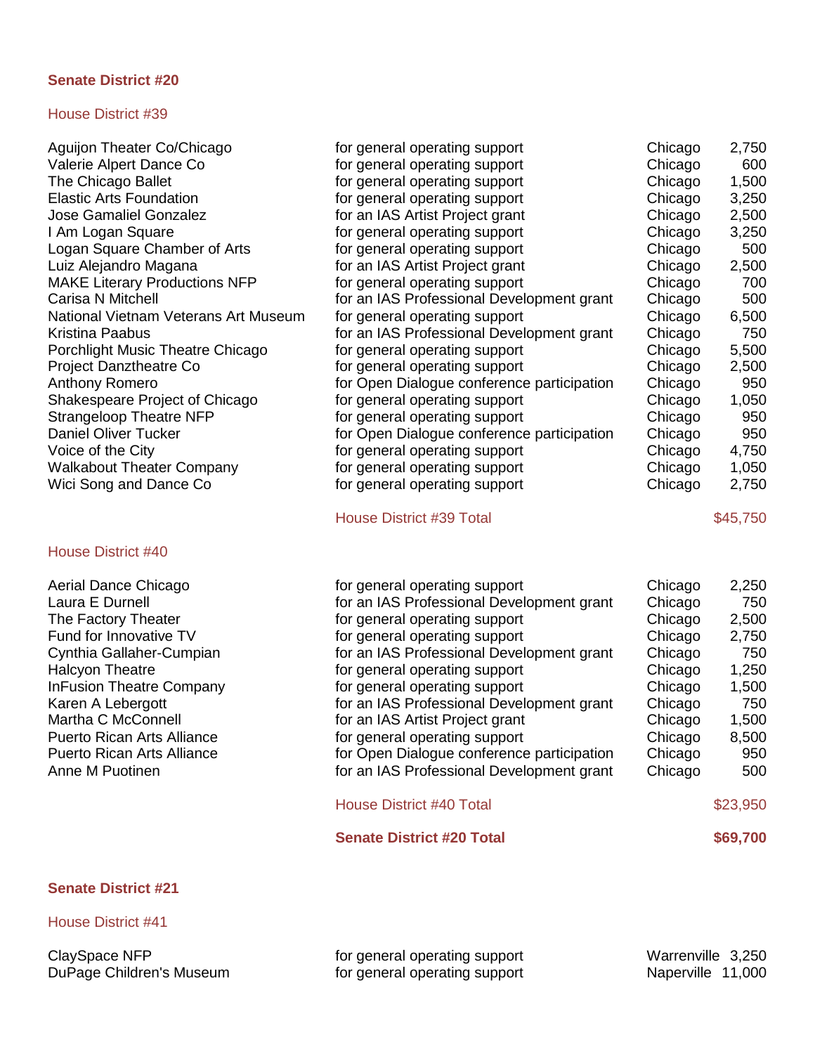## Senate District #20

### House District #39

| | | | |
|---|---|---|---|
| Aguijon Theater Co/Chicago | for general operating support | Chicago | 2,750 |
| Valerie Alpert Dance Co | for general operating support | Chicago | 600 |
| The Chicago Ballet | for general operating support | Chicago | 1,500 |
| Elastic Arts Foundation | for general operating support | Chicago | 3,250 |
| Jose Gamaliel Gonzalez | for an IAS Artist Project grant | Chicago | 2,500 |
| I Am Logan Square | for general operating support | Chicago | 3,250 |
| Logan Square Chamber of Arts | for general operating support | Chicago | 500 |
| Luiz Alejandro Magana | for an IAS Artist Project grant | Chicago | 2,500 |
| MAKE Literary Productions NFP | for general operating support | Chicago | 700 |
| Carisa N Mitchell | for an IAS Professional Development grant | Chicago | 500 |
| National Vietnam Veterans Art Museum | for general operating support | Chicago | 6,500 |
| Kristina Paabus | for an IAS Professional Development grant | Chicago | 750 |
| Porchlight Music Theatre Chicago | for general operating support | Chicago | 5,500 |
| Project Danztheatre Co | for general operating support | Chicago | 2,500 |
| Anthony Romero | for Open Dialogue conference participation | Chicago | 950 |
| Shakespeare Project of Chicago | for general operating support | Chicago | 1,050 |
| Strangeloop Theatre NFP | for general operating support | Chicago | 950 |
| Daniel Oliver Tucker | for Open Dialogue conference participation | Chicago | 950 |
| Voice of the City | for general operating support | Chicago | 4,750 |
| Walkabout Theater Company | for general operating support | Chicago | 1,050 |
| Wici Song and Dance Co | for general operating support | Chicago | 2,750 |
| | House District #39 Total | | $45,750 |

### House District #40

| | | | |
|---|---|---|---|
| Aerial Dance Chicago | for general operating support | Chicago | 2,250 |
| Laura E Durnell | for an IAS Professional Development grant | Chicago | 750 |
| The Factory Theater | for general operating support | Chicago | 2,500 |
| Fund for Innovative TV | for general operating support | Chicago | 2,750 |
| Cynthia Gallaher-Cumpian | for an IAS Professional Development grant | Chicago | 750 |
| Halcyon Theatre | for general operating support | Chicago | 1,250 |
| InFusion Theatre Company | for general operating support | Chicago | 1,500 |
| Karen A Lebergott | for an IAS Professional Development grant | Chicago | 750 |
| Martha C McConnell | for an IAS Artist Project grant | Chicago | 1,500 |
| Puerto Rican Arts Alliance | for general operating support | Chicago | 8,500 |
| Puerto Rican Arts Alliance | for Open Dialogue conference participation | Chicago | 950 |
| Anne M Puotinen | for an IAS Professional Development grant | Chicago | 500 |
| | House District #40 Total | | $23,950 |
| | **Senate District #20 Total** | | **$69,700** |

## Senate District #21

### House District #41

| | | | |
|---|---|---|---|
| ClaySpace NFP | for general operating support | Warrenville | 3,250 |
| DuPage Children's Museum | for general operating support | Naperville | 11,000 |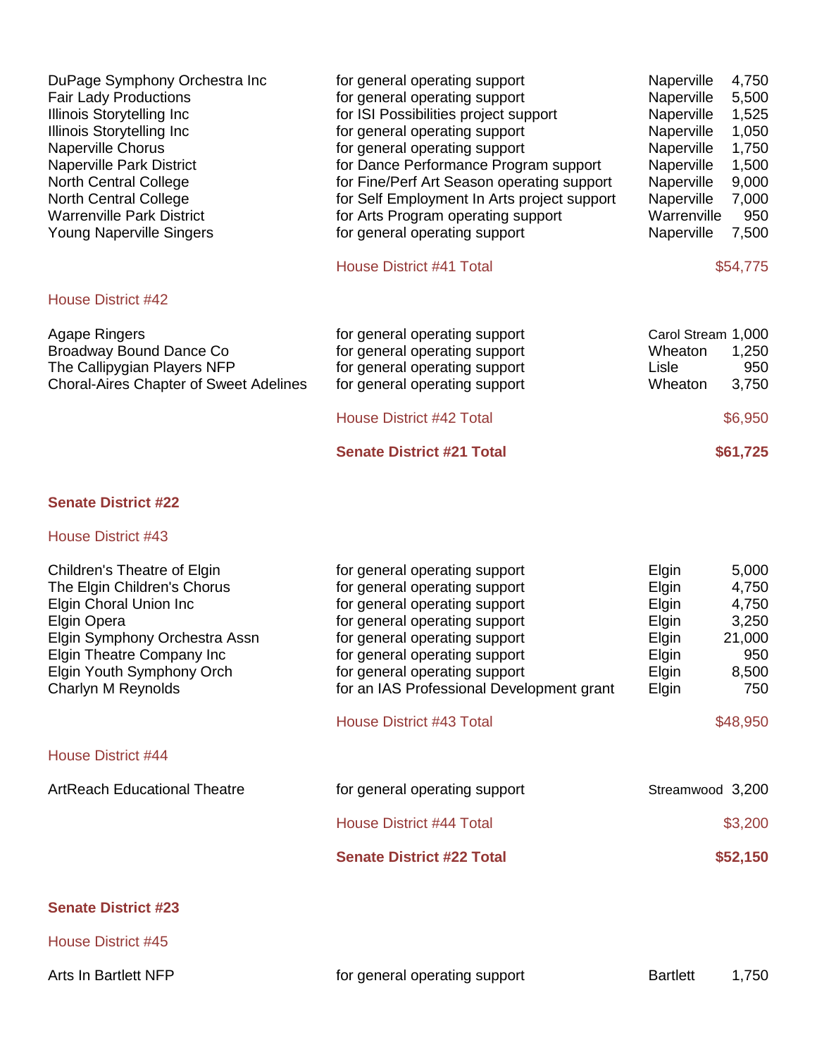| | | | |
|---|---|---|---|
| DuPage Symphony Orchestra Inc | for general operating support | Naperville | 4,750 |
| Fair Lady Productions | for general operating support | Naperville | 5,500 |
| Illinois Storytelling Inc | for ISI Possibilities project support | Naperville | 1,525 |
| Illinois Storytelling Inc | for general operating support | Naperville | 1,050 |
| Naperville Chorus | for general operating support | Naperville | 1,750 |
| Naperville Park District | for Dance Performance Program support | Naperville | 1,500 |
| North Central College | for Fine/Perf Art Season operating support | Naperville | 9,000 |
| North Central College | for Self Employment In Arts project support | Naperville | 7,000 |
| Warrenville Park District | for Arts Program operating support | Warrenville | 950 |
| Young Naperville Singers | for general operating support | Naperville | 7,500 |
| | House District #41 Total | | $54,775 |

House District #42

| | | | |
|---|---|---|---|
| Agape Ringers | for general operating support | Carol Stream | 1,000 |
| Broadway Bound Dance Co | for general operating support | Wheaton | 1,250 |
| The Callipygian Players NFP | for general operating support | Lisle | 950 |
| Choral-Aires Chapter of Sweet Adelines | for general operating support | Wheaton | 3,750 |
| | House District #42 Total | | $6,950 |
| | **Senate District #21 Total** | | **$61,725** |

**Senate District #22**

House District #43

| | | | |
|---|---|---|---|
| Children's Theatre of Elgin | for general operating support | Elgin | 5,000 |
| The Elgin Children's Chorus | for general operating support | Elgin | 4,750 |
| Elgin Choral Union Inc | for general operating support | Elgin | 4,750 |
| Elgin Opera | for general operating support | Elgin | 3,250 |
| Elgin Symphony Orchestra Assn | for general operating support | Elgin | 21,000 |
| Elgin Theatre Company Inc | for general operating support | Elgin | 950 |
| Elgin Youth Symphony Orch | for general operating support | Elgin | 8,500 |
| Charlyn M Reynolds | for an IAS Professional Development grant | Elgin | 750 |
| | House District #43 Total | | $48,950 |

House District #44

| | | | |
|---|---|---|---|
| ArtReach Educational Theatre | for general operating support | Streamwood | 3,200 |
| | House District #44 Total | | $3,200 |
| | **Senate District #22 Total** | | **$52,150** |

**Senate District #23**

House District #45

| | | | |
|---|---|---|---|
| Arts In Bartlett NFP | for general operating support | Bartlett | 1,750 |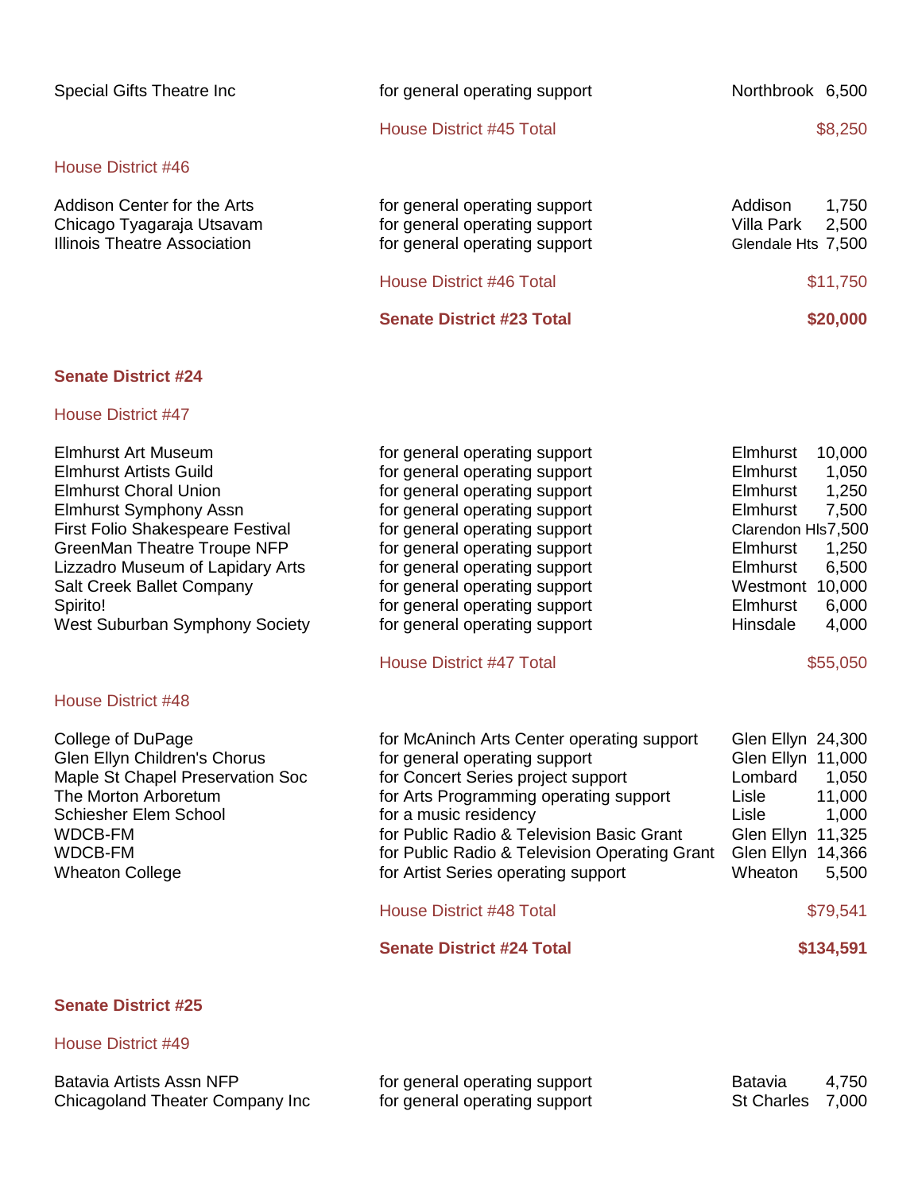| Organization | Purpose | City | Amount |
|---|---|---|---|
| Special Gifts Theatre Inc | for general operating support | Northbrook | 6,500 |
| | House District #45 Total | | $8,250 |

### House District #46

| Organization | Purpose | City | Amount |
|---|---|---|---|
| Addison Center for the Arts | for general operating support | Addison | 1,750 |
| Chicago Tyagaraja Utsavam | for general operating support | Villa Park | 2,500 |
| Illinois Theatre Association | for general operating support | Glendale Hts | 7,500 |
| | House District #46 Total | | $11,750 |
| | **Senate District #23 Total** | | **$20,000** |

## Senate District #24

### House District #47

| Organization | Purpose | City | Amount |
|---|---|---|---|
| Elmhurst Art Museum | for general operating support | Elmhurst | 10,000 |
| Elmhurst Artists Guild | for general operating support | Elmhurst | 1,050 |
| Elmhurst Choral Union | for general operating support | Elmhurst | 1,250 |
| Elmhurst Symphony Assn | for general operating support | Elmhurst | 7,500 |
| First Folio Shakespeare Festival | for general operating support | Clarendon Hls | 7,500 |
| GreenMan Theatre Troupe NFP | for general operating support | Elmhurst | 1,250 |
| Lizzadro Museum of Lapidary Arts | for general operating support | Elmhurst | 6,500 |
| Salt Creek Ballet Company | for general operating support | Westmont | 10,000 |
| Spirito! | for general operating support | Elmhurst | 6,000 |
| West Suburban Symphony Society | for general operating support | Hinsdale | 4,000 |
| | House District #47 Total | | $55,050 |

### House District #48

| Organization | Purpose | City | Amount |
|---|---|---|---|
| College of DuPage | for McAninch Arts Center operating support | Glen Ellyn | 24,300 |
| Glen Ellyn Children's Chorus | for general operating support | Glen Ellyn | 11,000 |
| Maple St Chapel Preservation Soc | for Concert Series project support | Lombard | 1,050 |
| The Morton Arboretum | for Arts Programming operating support | Lisle | 11,000 |
| Schiesher Elem School | for a music residency | Lisle | 1,000 |
| WDCB-FM | for Public Radio & Television Basic Grant | Glen Ellyn | 11,325 |
| WDCB-FM | for Public Radio & Television Operating Grant | Glen Ellyn | 14,366 |
| Wheaton College | for Artist Series operating support | Wheaton | 5,500 |
| | House District #48 Total | | $79,541 |
| | **Senate District #24 Total** | | **$134,591** |

## Senate District #25

### House District #49

| Organization | Purpose | City | Amount |
|---|---|---|---|
| Batavia Artists Assn NFP | for general operating support | Batavia | 4,750 |
| Chicagoland Theater Company Inc | for general operating support | St Charles | 7,000 |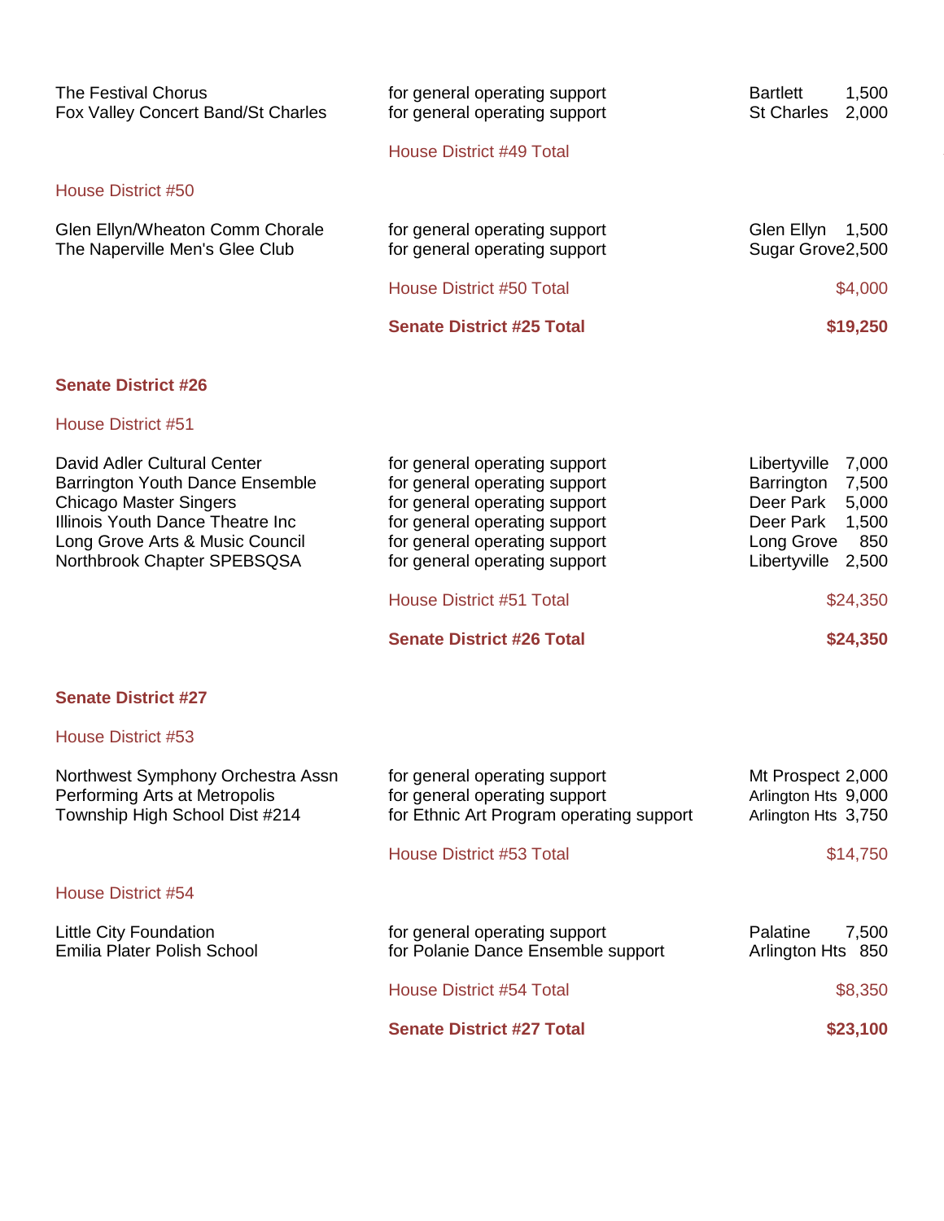| | | | |
|---|---|---|---|
| The Festival Chorus | for general operating support | Bartlett | 1,500 |
| Fox Valley Concert Band/St Charles | for general operating support | St Charles | 2,000 |
| | House District #49 Total | | |

House District #50

| | | | |
|---|---|---|---|
| Glen Ellyn/Wheaton Comm Chorale | for general operating support | Glen Ellyn | 1,500 |
| The Naperville Men's Glee Club | for general operating support | Sugar Grove | 2,500 |
| | House District #50 Total | | $4,000 |
| | **Senate District #25 Total** | | **$19,250** |

**Senate District #26**

House District #51

| | | | |
|---|---|---|---|
| David Adler Cultural Center | for general operating support | Libertyville | 7,000 |
| Barrington Youth Dance Ensemble | for general operating support | Barrington | 7,500 |
| Chicago Master Singers | for general operating support | Deer Park | 5,000 |
| Illinois Youth Dance Theatre Inc | for general operating support | Deer Park | 1,500 |
| Long Grove Arts & Music Council | for general operating support | Long Grove | 850 |
| Northbrook Chapter SPEBSQSA | for general operating support | Libertyville | 2,500 |
| | House District #51 Total | | $24,350 |
| | **Senate District #26 Total** | | **$24,350** |

**Senate District #27**

House District #53

| | | | |
|---|---|---|---|
| Northwest Symphony Orchestra Assn | for general operating support | Mt Prospect | 2,000 |
| Performing Arts at Metropolis | for general operating support | Arlington Hts | 9,000 |
| Township High School Dist #214 | for Ethnic Art Program operating support | Arlington Hts | 3,750 |
| | House District #53 Total | | $14,750 |

House District #54

| | | | |
|---|---|---|---|
| Little City Foundation | for general operating support | Palatine | 7,500 |
| Emilia Plater Polish School | for Polanie Dance Ensemble support | Arlington Hts | 850 |
| | House District #54 Total | | $8,350 |
| | **Senate District #27 Total** | | **$23,100** |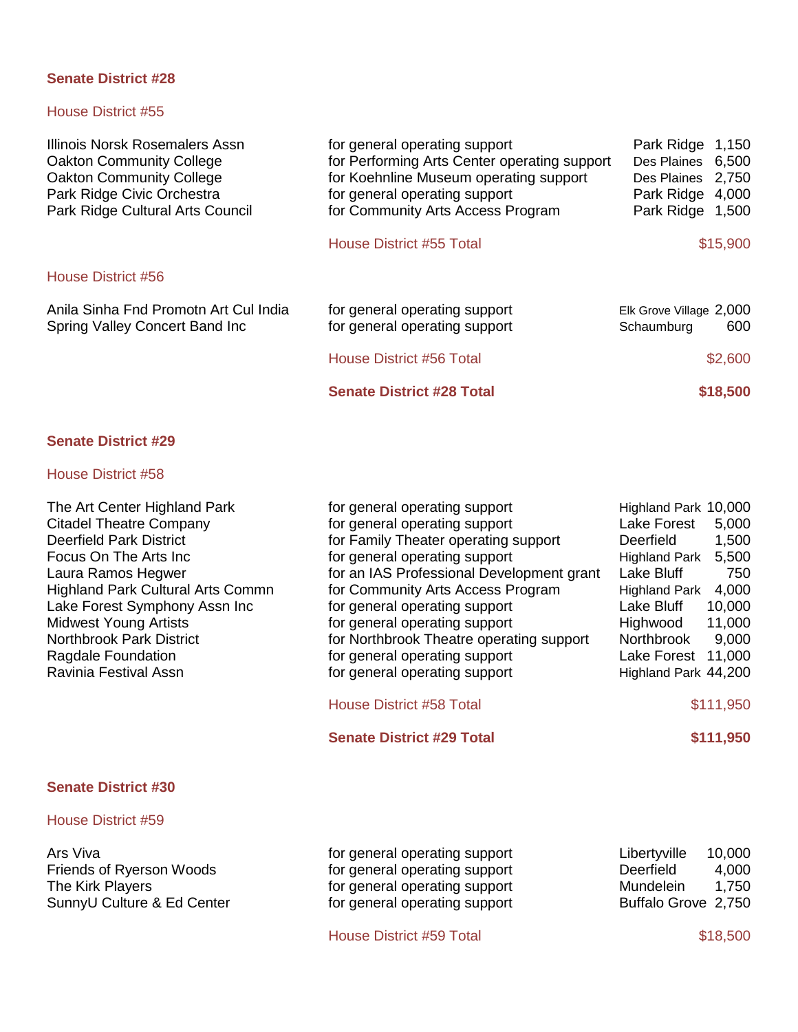## Senate District #28

### House District #55

| Organization | Purpose | City | Amount |
|---|---|---|---|
| Illinois Norsk Rosemalers Assn | for general operating support | Park Ridge | 1,150 |
| Oakton Community College | for Performing Arts Center operating support | Des Plaines | 6,500 |
| Oakton Community College | for Koehnline Museum operating support | Des Plaines | 2,750 |
| Park Ridge Civic Orchestra | for general operating support | Park Ridge | 4,000 |
| Park Ridge Cultural Arts Council | for Community Arts Access Program | Park Ridge | 1,500 |
| | House District #55 Total | | $15,900 |

### House District #56

| Organization | Purpose | City | Amount |
|---|---|---|---|
| Anila Sinha Fnd Promotn Art Cul India | for general operating support | Elk Grove Village | 2,000 |
| Spring Valley Concert Band Inc | for general operating support | Schaumburg | 600 |
| | House District #56 Total | | $2,600 |
| | **Senate District #28 Total** | | **$18,500** |

## Senate District #29

### House District #58

| Organization | Purpose | City | Amount |
|---|---|---|---|
| The Art Center Highland Park | for general operating support | Highland Park | 10,000 |
| Citadel Theatre Company | for general operating support | Lake Forest | 5,000 |
| Deerfield Park District | for Family Theater operating support | Deerfield | 1,500 |
| Focus On The Arts Inc | for general operating support | Highland Park | 5,500 |
| Laura Ramos Hegwer | for an IAS Professional Development grant | Lake Bluff | 750 |
| Highland Park Cultural Arts Commn | for Community Arts Access Program | Highland Park | 4,000 |
| Lake Forest Symphony Assn Inc | for general operating support | Lake Bluff | 10,000 |
| Midwest Young Artists | for general operating support | Highwood | 11,000 |
| Northbrook Park District | for Northbrook Theatre operating support | Northbrook | 9,000 |
| Ragdale Foundation | for general operating support | Lake Forest | 11,000 |
| Ravinia Festival Assn | for general operating support | Highland Park | 44,200 |
| | House District #58 Total | | $111,950 |
| | **Senate District #29 Total** | | **$111,950** |

## Senate District #30

### House District #59

| Organization | Purpose | City | Amount |
|---|---|---|---|
| Ars Viva | for general operating support | Libertyville | 10,000 |
| Friends of Ryerson Woods | for general operating support | Deerfield | 4,000 |
| The Kirk Players | for general operating support | Mundelein | 1,750 |
| SunnyU Culture & Ed Center | for general operating support | Buffalo Grove | 2,750 |
| | House District #59 Total | | $18,500 |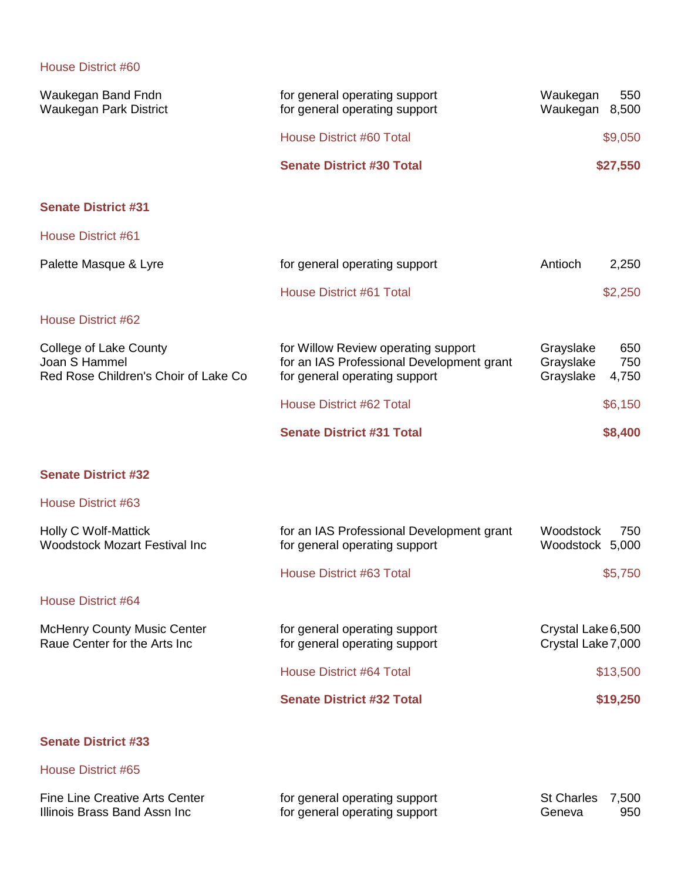House District #60

| | | | |
|---|---|---|---|
| Waukegan Band Fndn | for general operating support | Waukegan | 550 |
| Waukegan Park District | for general operating support | Waukegan | 8,500 |
| | House District #60 Total | | $9,050 |
| | **Senate District #30 Total** | | **$27,550** |

**Senate District #31**

House District #61

| | | | |
|---|---|---|---|
| Palette Masque & Lyre | for general operating support | Antioch | 2,250 |
| | House District #61 Total | | $2,250 |

House District #62

| | | | |
|---|---|---|---|
| College of Lake County | for Willow Review operating support | Grayslake | 650 |
| Joan S Hammel | for an IAS Professional Development grant | Grayslake | 750 |
| Red Rose Children's Choir of Lake Co | for general operating support | Grayslake | 4,750 |
| | House District #62 Total | | $6,150 |
| | **Senate District #31 Total** | | **$8,400** |

**Senate District #32**

House District #63

| | | | |
|---|---|---|---|
| Holly C Wolf-Mattick | for an IAS Professional Development grant | Woodstock | 750 |
| Woodstock Mozart Festival Inc | for general operating support | Woodstock | 5,000 |
| | House District #63 Total | | $5,750 |

House District #64

| | | | |
|---|---|---|---|
| McHenry County Music Center | for general operating support | Crystal Lake | 6,500 |
| Raue Center for the Arts Inc | for general operating support | Crystal Lake | 7,000 |
| | House District #64 Total | | $13,500 |
| | **Senate District #32 Total** | | **$19,250** |

**Senate District #33**

House District #65

| | | | |
|---|---|---|---|
| Fine Line Creative Arts Center | for general operating support | St Charles | 7,500 |
| Illinois Brass Band Assn Inc | for general operating support | Geneva | 950 |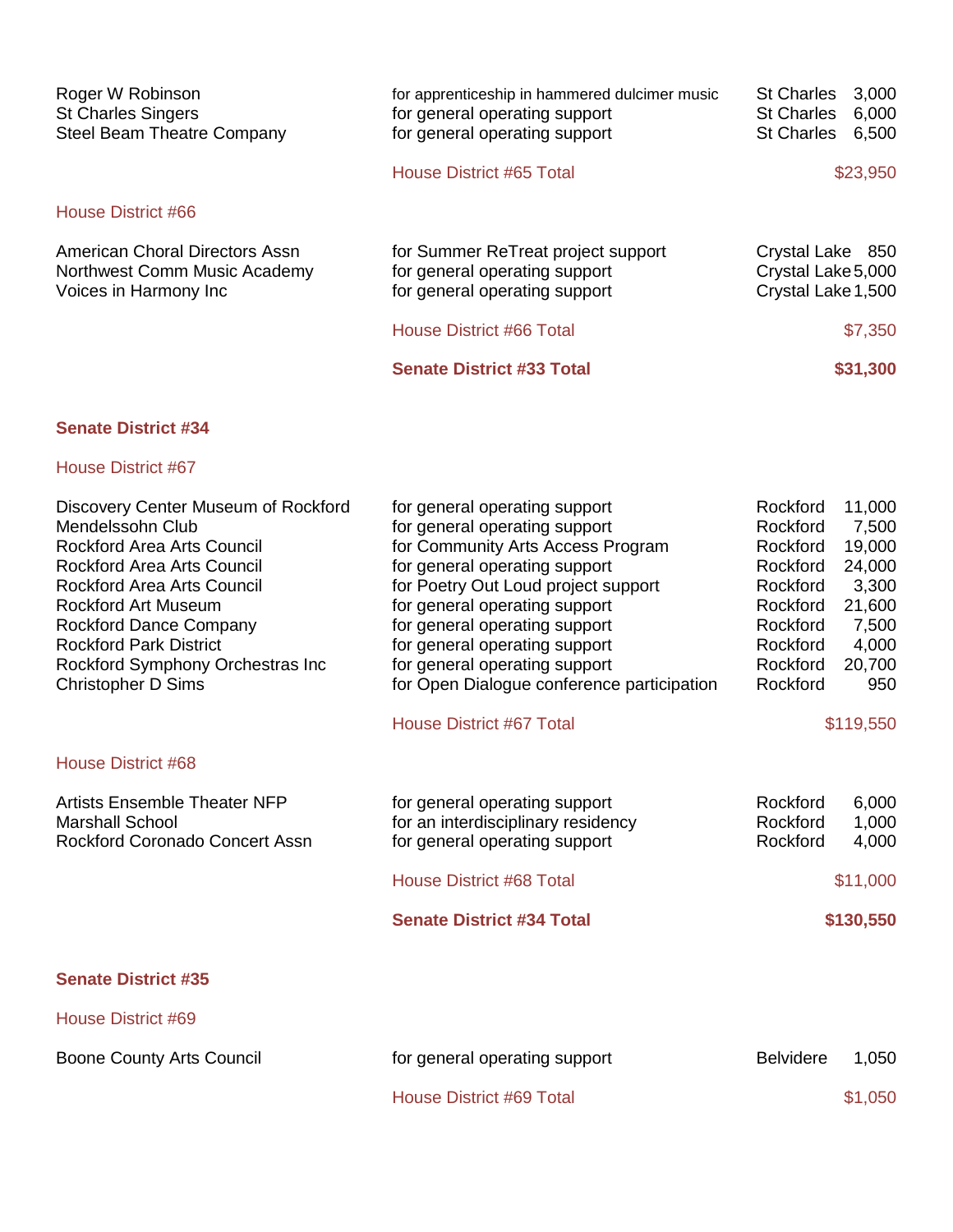| | | | |
|---|---|---|---|
| Roger W Robinson | for apprenticeship in hammered dulcimer music | St Charles | 3,000 |
| St Charles Singers | for general operating support | St Charles | 6,000 |
| Steel Beam Theatre Company | for general operating support | St Charles | 6,500 |
| | House District #65 Total | | $23,950 |

House District #66

| | | | |
|---|---|---|---|
| American Choral Directors Assn | for Summer ReTreat project support | Crystal Lake | 850 |
| Northwest Comm Music Academy | for general operating support | Crystal Lake | 5,000 |
| Voices in Harmony Inc | for general operating support | Crystal Lake | 1,500 |
| | House District #66 Total | | $7,350 |
| | **Senate District #33 Total** | | **$31,300** |

**Senate District #34**

House District #67

| | | | |
|---|---|---|---|
| Discovery Center Museum of Rockford | for general operating support | Rockford | 11,000 |
| Mendelssohn Club | for general operating support | Rockford | 7,500 |
| Rockford Area Arts Council | for Community Arts Access Program | Rockford | 19,000 |
| Rockford Area Arts Council | for general operating support | Rockford | 24,000 |
| Rockford Area Arts Council | for Poetry Out Loud project support | Rockford | 3,300 |
| Rockford Art Museum | for general operating support | Rockford | 21,600 |
| Rockford Dance Company | for general operating support | Rockford | 7,500 |
| Rockford Park District | for general operating support | Rockford | 4,000 |
| Rockford Symphony Orchestras Inc | for general operating support | Rockford | 20,700 |
| Christopher D Sims | for Open Dialogue conference participation | Rockford | 950 |
| | House District #67 Total | | $119,550 |

House District #68

| | | | |
|---|---|---|---|
| Artists Ensemble Theater NFP | for general operating support | Rockford | 6,000 |
| Marshall School | for an interdisciplinary residency | Rockford | 1,000 |
| Rockford Coronado Concert Assn | for general operating support | Rockford | 4,000 |
| | House District #68 Total | | $11,000 |
| | **Senate District #34 Total** | | **$130,550** |

**Senate District #35**

House District #69

| | | | |
|---|---|---|---|
| Boone County Arts Council | for general operating support | Belvidere | 1,050 |
| | House District #69 Total | | $1,050 |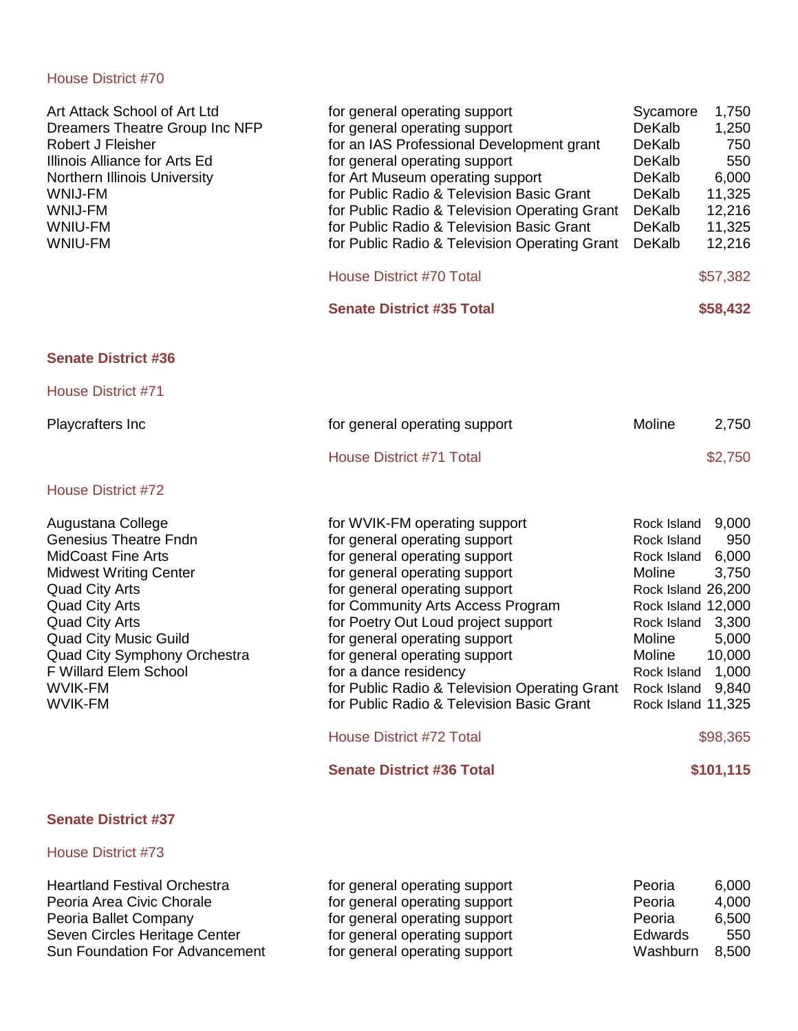House District #70

| | | | |
|---|---|---|---|
| Art Attack School of Art Ltd | for general operating support | Sycamore | 1,750 |
| Dreamers Theatre Group Inc NFP | for general operating support | DeKalb | 1,250 |
| Robert J Fleisher | for an IAS Professional Development grant | DeKalb | 750 |
| Illinois Alliance for Arts Ed | for general operating support | DeKalb | 550 |
| Northern Illinois University | for Art Museum operating support | DeKalb | 6,000 |
| WNIJ-FM | for Public Radio & Television Basic Grant | DeKalb | 11,325 |
| WNIJ-FM | for Public Radio & Television Operating Grant | DeKalb | 12,216 |
| WNIU-FM | for Public Radio & Television Basic Grant | DeKalb | 11,325 |
| WNIU-FM | for Public Radio & Television Operating Grant | DeKalb | 12,216 |
| | House District #70 Total | | $57,382 |
| | **Senate District #35 Total** | | **$58,432** |

## Senate District #36

House District #71

| | | | |
|---|---|---|---|
| Playcrafters Inc | for general operating support | Moline | 2,750 |
| | House District #71 Total | | $2,750 |

House District #72

| | | | |
|---|---|---|---|
| Augustana College | for WVIK-FM operating support | Rock Island | 9,000 |
| Genesius Theatre Fndn | for general operating support | Rock Island | 950 |
| MidCoast Fine Arts | for general operating support | Rock Island | 6,000 |
| Midwest Writing Center | for general operating support | Moline | 3,750 |
| Quad City Arts | for general operating support | Rock Island | 26,200 |
| Quad City Arts | for Community Arts Access Program | Rock Island | 12,000 |
| Quad City Arts | for Poetry Out Loud project support | Rock Island | 3,300 |
| Quad City Music Guild | for general operating support | Moline | 5,000 |
| Quad City Symphony Orchestra | for general operating support | Moline | 10,000 |
| F Willard Elem School | for a dance residency | Rock Island | 1,000 |
| WVIK-FM | for Public Radio & Television Operating Grant | Rock Island | 9,840 |
| WVIK-FM | for Public Radio & Television Basic Grant | Rock Island | 11,325 |
| | House District #72 Total | | $98,365 |
| | **Senate District #36 Total** | | **$101,115** |

## Senate District #37

House District #73

| | | | |
|---|---|---|---|
| Heartland Festival Orchestra | for general operating support | Peoria | 6,000 |
| Peoria Area Civic Chorale | for general operating support | Peoria | 4,000 |
| Peoria Ballet Company | for general operating support | Peoria | 6,500 |
| Seven Circles Heritage Center | for general operating support | Edwards | 550 |
| Sun Foundation For Advancement | for general operating support | Washburn | 8,500 |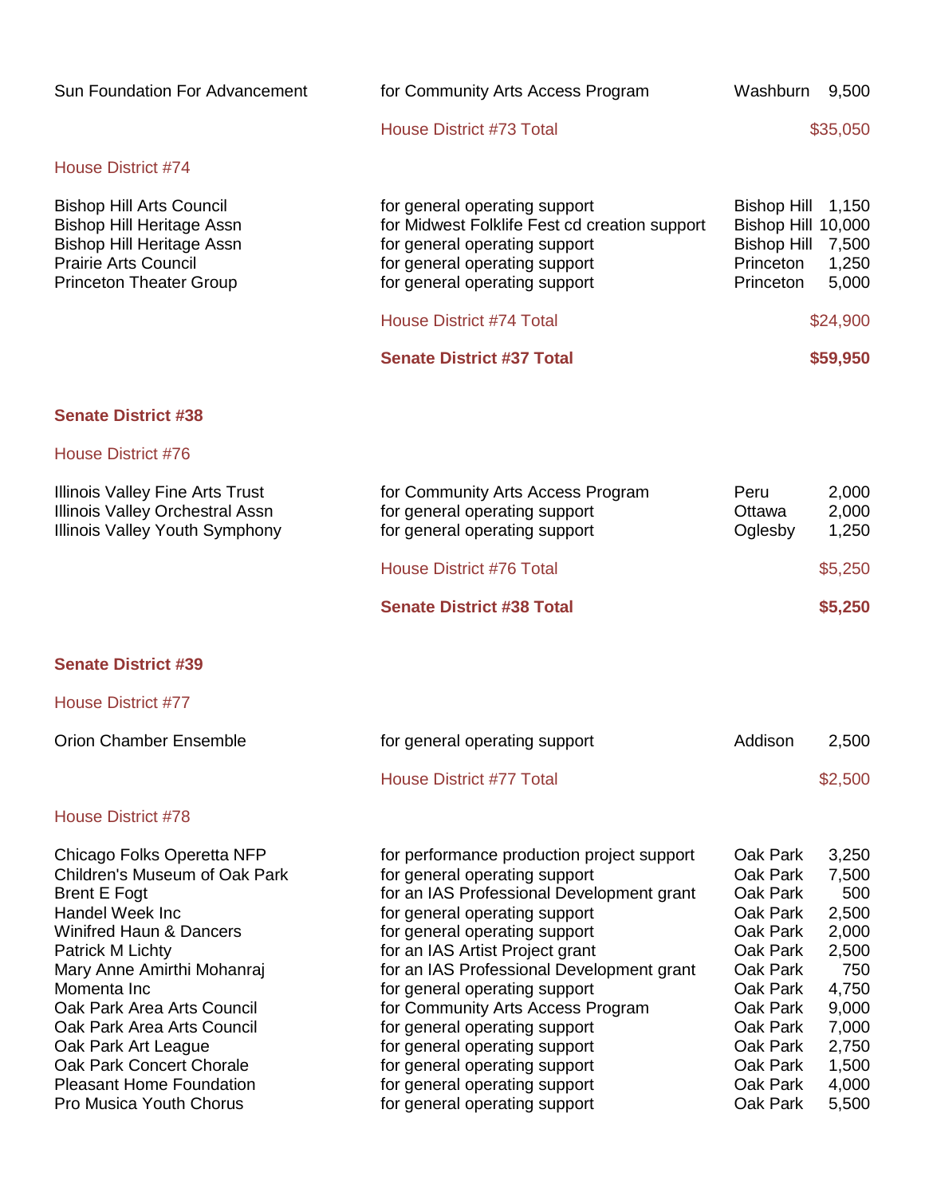| Organization | Purpose | City | Amount |
|---|---|---|---|
| Sun Foundation For Advancement | for Community Arts Access Program | Washburn | 9,500 |
| | House District #73 Total | | $35,050 |

House District #74

| Organization | Purpose | City | Amount |
|---|---|---|---|
| Bishop Hill Arts Council | for general operating support | Bishop Hill | 1,150 |
| Bishop Hill Heritage Assn | for Midwest Folklife Fest cd creation support | Bishop Hill | 10,000 |
| Bishop Hill Heritage Assn | for general operating support | Bishop Hill | 7,500 |
| Prairie Arts Council | for general operating support | Princeton | 1,250 |
| Princeton Theater Group | for general operating support | Princeton | 5,000 |
| | House District #74 Total | | $24,900 |
| | **Senate District #37 Total** | | **$59,950** |

**Senate District #38**

House District #76

| Organization | Purpose | City | Amount |
|---|---|---|---|
| Illinois Valley Fine Arts Trust | for Community Arts Access Program | Peru | 2,000 |
| Illinois Valley Orchestral Assn | for general operating support | Ottawa | 2,000 |
| Illinois Valley Youth Symphony | for general operating support | Oglesby | 1,250 |
| | House District #76 Total | | $5,250 |
| | **Senate District #38 Total** | | **$5,250** |

**Senate District #39**

House District #77

| Organization | Purpose | City | Amount |
|---|---|---|---|
| Orion Chamber Ensemble | for general operating support | Addison | 2,500 |
| | House District #77 Total | | $2,500 |

House District #78

| Organization | Purpose | City | Amount |
|---|---|---|---|
| Chicago Folks Operetta NFP | for performance production project support | Oak Park | 3,250 |
| Children's Museum of Oak Park | for general operating support | Oak Park | 7,500 |
| Brent E Fogt | for an IAS Professional Development grant | Oak Park | 500 |
| Handel Week Inc | for general operating support | Oak Park | 2,500 |
| Winifred Haun & Dancers | for general operating support | Oak Park | 2,000 |
| Patrick M Lichty | for an IAS Artist Project grant | Oak Park | 2,500 |
| Mary Anne Amirthi Mohanraj | for an IAS Professional Development grant | Oak Park | 750 |
| Momenta Inc | for general operating support | Oak Park | 4,750 |
| Oak Park Area Arts Council | for Community Arts Access Program | Oak Park | 9,000 |
| Oak Park Area Arts Council | for general operating support | Oak Park | 7,000 |
| Oak Park Art League | for general operating support | Oak Park | 2,750 |
| Oak Park Concert Chorale | for general operating support | Oak Park | 1,500 |
| Pleasant Home Foundation | for general operating support | Oak Park | 4,000 |
| Pro Musica Youth Chorus | for general operating support | Oak Park | 5,500 |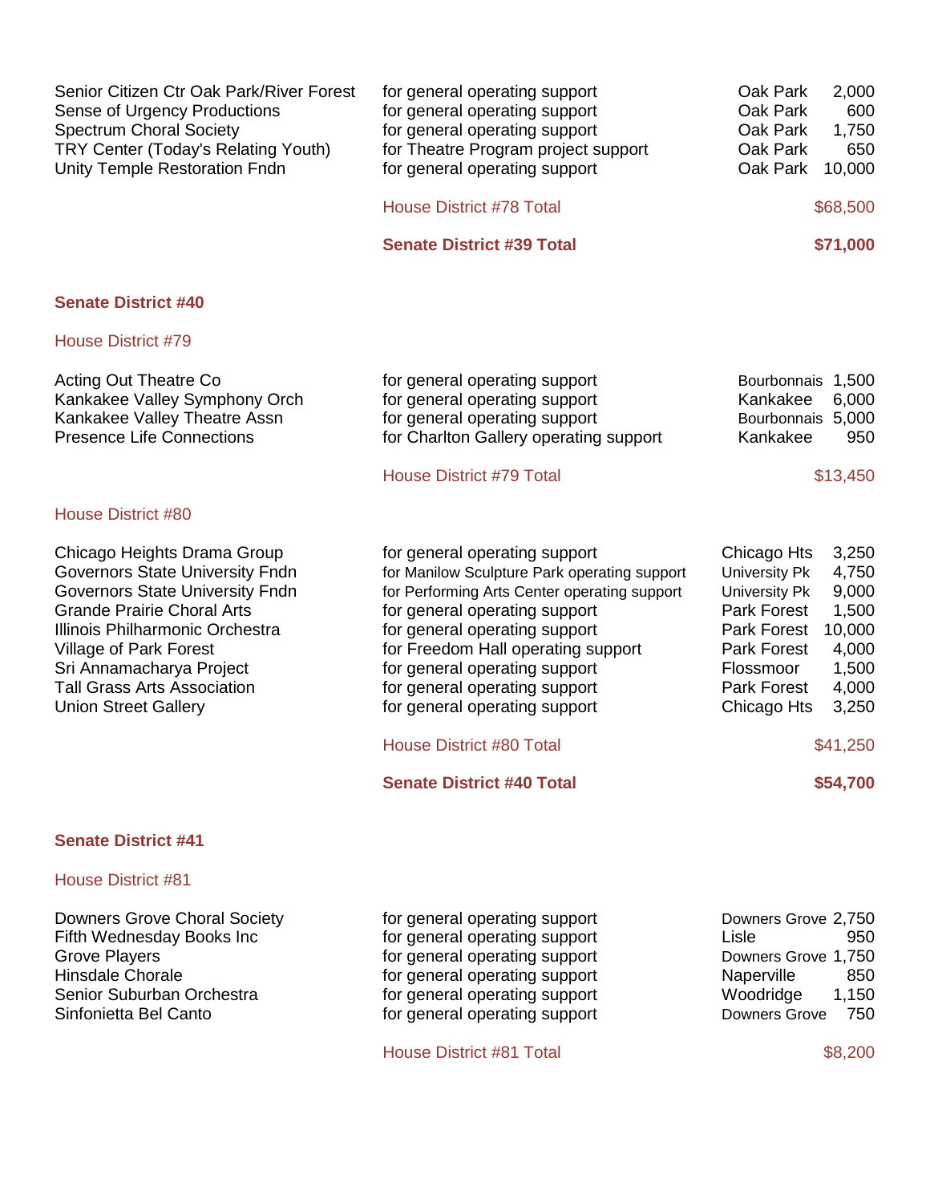| Organization | Purpose | City | Amount |
|---|---|---|---|
| Senior Citizen Ctr Oak Park/River Forest | for general operating support | Oak Park | 2,000 |
| Sense of Urgency Productions | for general operating support | Oak Park | 600 |
| Spectrum Choral Society | for general operating support | Oak Park | 1,750 |
| TRY Center (Today's Relating Youth) | for Theatre Program project support | Oak Park | 650 |
| Unity Temple Restoration Fndn | for general operating support | Oak Park | 10,000 |
| | House District #78 Total | | $68,500 |
| | **Senate District #39 Total** | | **$71,000** |

## Senate District #40

### House District #79

| Organization | Purpose | City | Amount |
|---|---|---|---|
| Acting Out Theatre Co | for general operating support | Bourbonnais | 1,500 |
| Kankakee Valley Symphony Orch | for general operating support | Kankakee | 6,000 |
| Kankakee Valley Theatre Assn | for general operating support | Bourbonnais | 5,000 |
| Presence Life Connections | for Charlton Gallery operating support | Kankakee | 950 |
| | House District #79 Total | | $13,450 |

### House District #80

| Organization | Purpose | City | Amount |
|---|---|---|---|
| Chicago Heights Drama Group | for general operating support | Chicago Hts | 3,250 |
| Governors State University Fndn | for Manilow Sculpture Park operating support | University Pk | 4,750 |
| Governors State University Fndn | for Performing Arts Center operating support | University Pk | 9,000 |
| Grande Prairie Choral Arts | for general operating support | Park Forest | 1,500 |
| Illinois Philharmonic Orchestra | for general operating support | Park Forest | 10,000 |
| Village of Park Forest | for Freedom Hall operating support | Park Forest | 4,000 |
| Sri Annamacharya Project | for general operating support | Flossmoor | 1,500 |
| Tall Grass Arts Association | for general operating support | Park Forest | 4,000 |
| Union Street Gallery | for general operating support | Chicago Hts | 3,250 |
| | House District #80 Total | | $41,250 |
| | **Senate District #40 Total** | | **$54,700** |

## Senate District #41

### House District #81

| Organization | Purpose | City | Amount |
|---|---|---|---|
| Downers Grove Choral Society | for general operating support | Downers Grove | 2,750 |
| Fifth Wednesday Books Inc | for general operating support | Lisle | 950 |
| Grove Players | for general operating support | Downers Grove | 1,750 |
| Hinsdale Chorale | for general operating support | Naperville | 850 |
| Senior Suburban Orchestra | for general operating support | Woodridge | 1,150 |
| Sinfonietta Bel Canto | for general operating support | Downers Grove | 750 |
| | House District #81 Total | | $8,200 |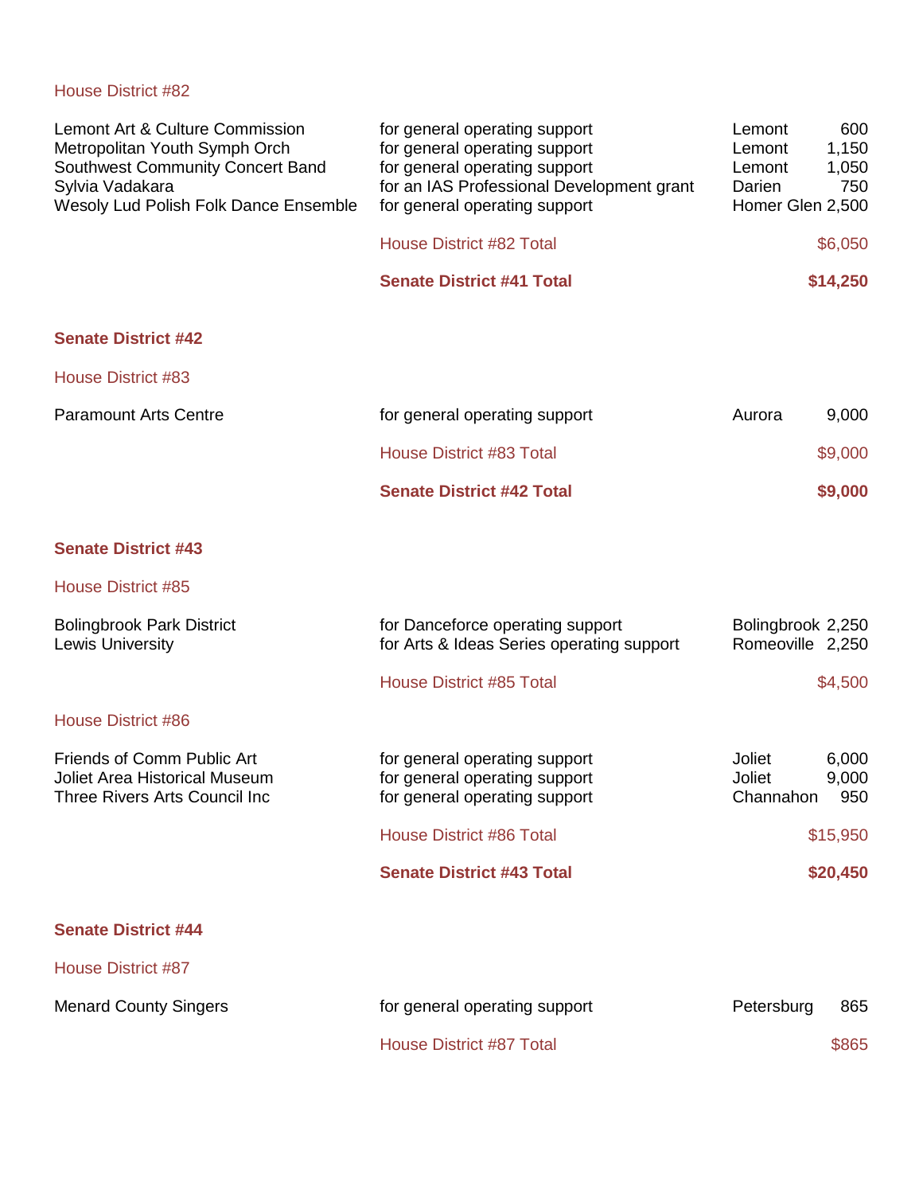House District #82

| Organization | Purpose | City | Amount |
|---|---|---|---|
| Lemont Art & Culture Commission | for general operating support | Lemont | 600 |
| Metropolitan Youth Symph Orch | for general operating support | Lemont | 1,150 |
| Southwest Community Concert Band | for general operating support | Lemont | 1,050 |
| Sylvia Vadakara | for an IAS Professional Development grant | Darien | 750 |
| Wesoly Lud Polish Folk Dance Ensemble | for general operating support | Homer Glen | 2,500 |
| | House District #82 Total | | $6,050 |
| | **Senate District #41 Total** | | **$14,250** |

**Senate District #42**

House District #83

| Organization | Purpose | City | Amount |
|---|---|---|---|
| Paramount Arts Centre | for general operating support | Aurora | 9,000 |
| | House District #83 Total | | $9,000 |
| | **Senate District #42 Total** | | **$9,000** |

**Senate District #43**

House District #85

| Organization | Purpose | City | Amount |
|---|---|---|---|
| Bolingbrook Park District | for Danceforce operating support | Bolingbrook | 2,250 |
| Lewis University | for Arts & Ideas Series operating support | Romeoville | 2,250 |
| | House District #85 Total | | $4,500 |

House District #86

| Organization | Purpose | City | Amount |
|---|---|---|---|
| Friends of Comm Public Art | for general operating support | Joliet | 6,000 |
| Joliet Area Historical Museum | for general operating support | Joliet | 9,000 |
| Three Rivers Arts Council Inc | for general operating support | Channahon | 950 |
| | House District #86 Total | | $15,950 |
| | **Senate District #43 Total** | | **$20,450** |

**Senate District #44**

House District #87

| Organization | Purpose | City | Amount |
|---|---|---|---|
| Menard County Singers | for general operating support | Petersburg | 865 |
| | House District #87 Total | | $865 |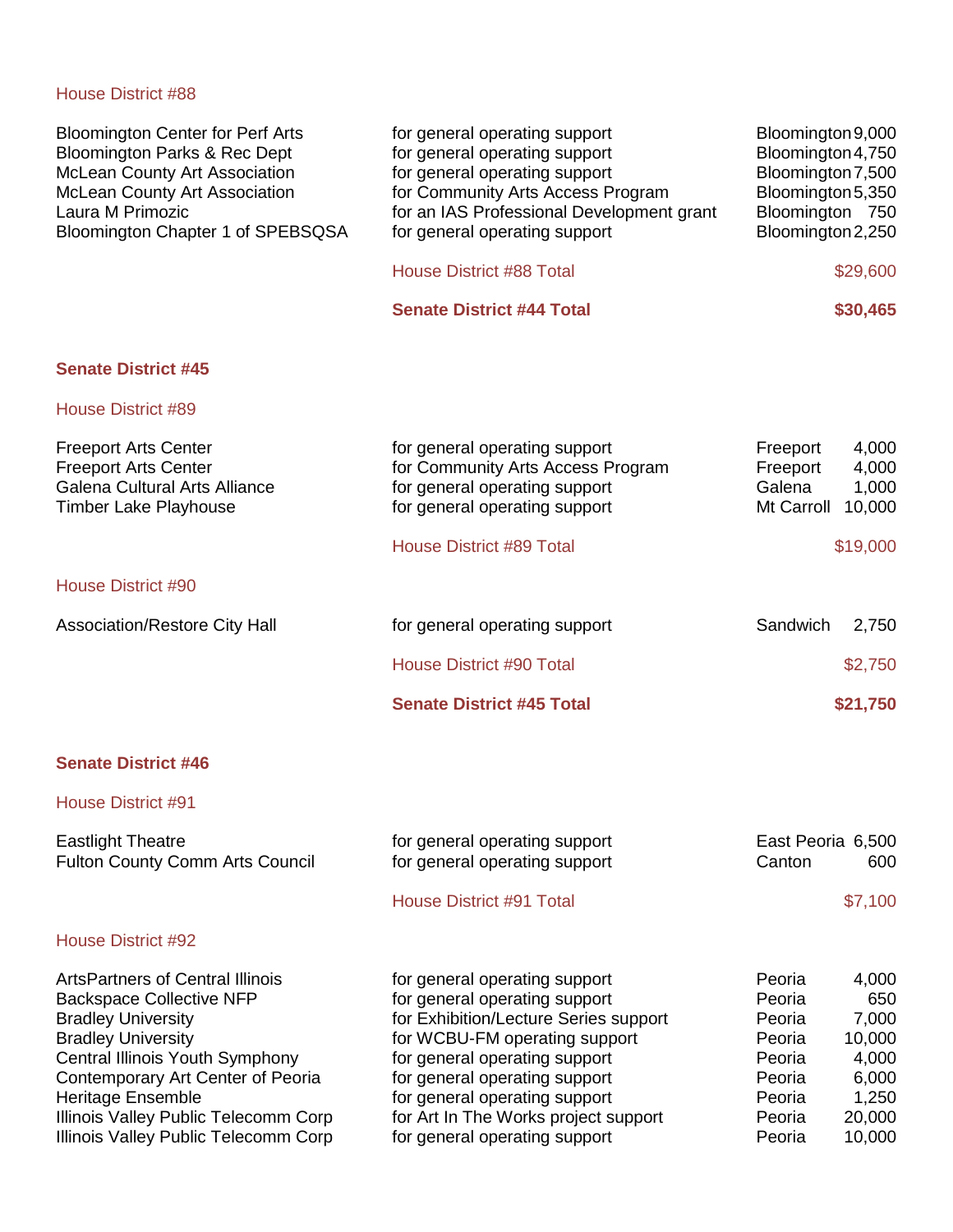### House District #88

| Organization | Purpose | City | Amount |
|---|---|---|---|
| Bloomington Center for Perf Arts | for general operating support | Bloomington | 9,000 |
| Bloomington Parks & Rec Dept | for general operating support | Bloomington | 4,750 |
| McLean County Art Association | for general operating support | Bloomington | 7,500 |
| McLean County Art Association | for Community Arts Access Program | Bloomington | 5,350 |
| Laura M Primozic | for an IAS Professional Development grant | Bloomington | 750 |
| Bloomington Chapter 1 of SPEBSQSA | for general operating support | Bloomington | 2,250 |
| | House District #88 Total | | $29,600 |
| | **Senate District #44 Total** | | **$30,465** |

## Senate District #45

### House District #89

| Organization | Purpose | City | Amount |
|---|---|---|---|
| Freeport Arts Center | for general operating support | Freeport | 4,000 |
| Freeport Arts Center | for Community Arts Access Program | Freeport | 4,000 |
| Galena Cultural Arts Alliance | for general operating support | Galena | 1,000 |
| Timber Lake Playhouse | for general operating support | Mt Carroll | 10,000 |
| | House District #89 Total | | $19,000 |

### House District #90

| Organization | Purpose | City | Amount |
|---|---|---|---|
| Association/Restore City Hall | for general operating support | Sandwich | 2,750 |
| | House District #90 Total | | $2,750 |
| | **Senate District #45 Total** | | **$21,750** |

## Senate District #46

### House District #91

| Organization | Purpose | City | Amount |
|---|---|---|---|
| Eastlight Theatre | for general operating support | East Peoria | 6,500 |
| Fulton County Comm Arts Council | for general operating support | Canton | 600 |
| | House District #91 Total | | $7,100 |

### House District #92

| Organization | Purpose | City | Amount |
|---|---|---|---|
| ArtsPartners of Central Illinois | for general operating support | Peoria | 4,000 |
| Backspace Collective NFP | for general operating support | Peoria | 650 |
| Bradley University | for Exhibition/Lecture Series support | Peoria | 7,000 |
| Bradley University | for WCBU-FM operating support | Peoria | 10,000 |
| Central Illinois Youth Symphony | for general operating support | Peoria | 4,000 |
| Contemporary Art Center of Peoria | for general operating support | Peoria | 6,000 |
| Heritage Ensemble | for general operating support | Peoria | 1,250 |
| Illinois Valley Public Telecomm Corp | for Art In The Works project support | Peoria | 20,000 |
| Illinois Valley Public Telecomm Corp | for general operating support | Peoria | 10,000 |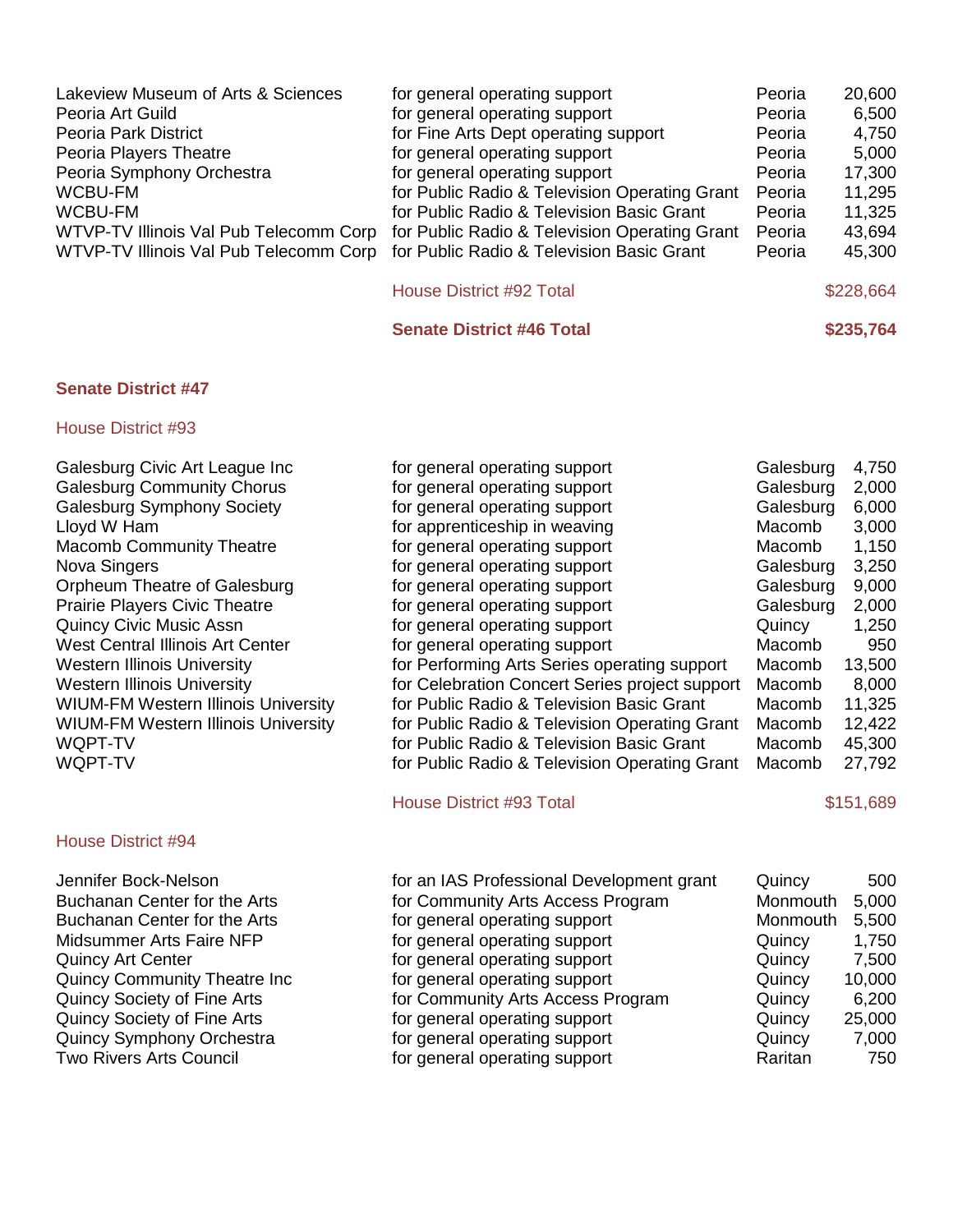| | | | |
|---|---|---|---|
| Lakeview Museum of Arts & Sciences | for general operating support | Peoria | 20,600 |
| Peoria Art Guild | for general operating support | Peoria | 6,500 |
| Peoria Park District | for Fine Arts Dept operating support | Peoria | 4,750 |
| Peoria Players Theatre | for general operating support | Peoria | 5,000 |
| Peoria Symphony Orchestra | for general operating support | Peoria | 17,300 |
| WCBU-FM | for Public Radio & Television Operating Grant | Peoria | 11,295 |
| WCBU-FM | for Public Radio & Television Basic Grant | Peoria | 11,325 |
| WTVP-TV Illinois Val Pub Telecomm Corp | for Public Radio & Television Operating Grant | Peoria | 43,694 |
| WTVP-TV Illinois Val Pub Telecomm Corp | for Public Radio & Television Basic Grant | Peoria | 45,300 |

House District #92 Total — $228,664

**Senate District #46 Total — $235,764**

## Senate District #47

### House District #93

| | | | |
|---|---|---|---|
| Galesburg Civic Art League Inc | for general operating support | Galesburg | 4,750 |
| Galesburg Community Chorus | for general operating support | Galesburg | 2,000 |
| Galesburg Symphony Society | for general operating support | Galesburg | 6,000 |
| Lloyd W Ham | for apprenticeship in weaving | Macomb | 3,000 |
| Macomb Community Theatre | for general operating support | Macomb | 1,150 |
| Nova Singers | for general operating support | Galesburg | 3,250 |
| Orpheum Theatre of Galesburg | for general operating support | Galesburg | 9,000 |
| Prairie Players Civic Theatre | for general operating support | Galesburg | 2,000 |
| Quincy Civic Music Assn | for general operating support | Quincy | 1,250 |
| West Central Illinois Art Center | for general operating support | Macomb | 950 |
| Western Illinois University | for Performing Arts Series operating support | Macomb | 13,500 |
| Western Illinois University | for Celebration Concert Series project support | Macomb | 8,000 |
| WIUM-FM Western Illinois University | for Public Radio & Television Basic Grant | Macomb | 11,325 |
| WIUM-FM Western Illinois University | for Public Radio & Television Operating Grant | Macomb | 12,422 |
| WQPT-TV | for Public Radio & Television Basic Grant | Macomb | 45,300 |
| WQPT-TV | for Public Radio & Television Operating Grant | Macomb | 27,792 |

House District #93 Total — $151,689

### House District #94

| | | | |
|---|---|---|---|
| Jennifer Bock-Nelson | for an IAS Professional Development grant | Quincy | 500 |
| Buchanan Center for the Arts | for Community Arts Access Program | Monmouth | 5,000 |
| Buchanan Center for the Arts | for general operating support | Monmouth | 5,500 |
| Midsummer Arts Faire NFP | for general operating support | Quincy | 1,750 |
| Quincy Art Center | for general operating support | Quincy | 7,500 |
| Quincy Community Theatre Inc | for general operating support | Quincy | 10,000 |
| Quincy Society of Fine Arts | for Community Arts Access Program | Quincy | 6,200 |
| Quincy Society of Fine Arts | for general operating support | Quincy | 25,000 |
| Quincy Symphony Orchestra | for general operating support | Quincy | 7,000 |
| Two Rivers Arts Council | for general operating support | Raritan | 750 |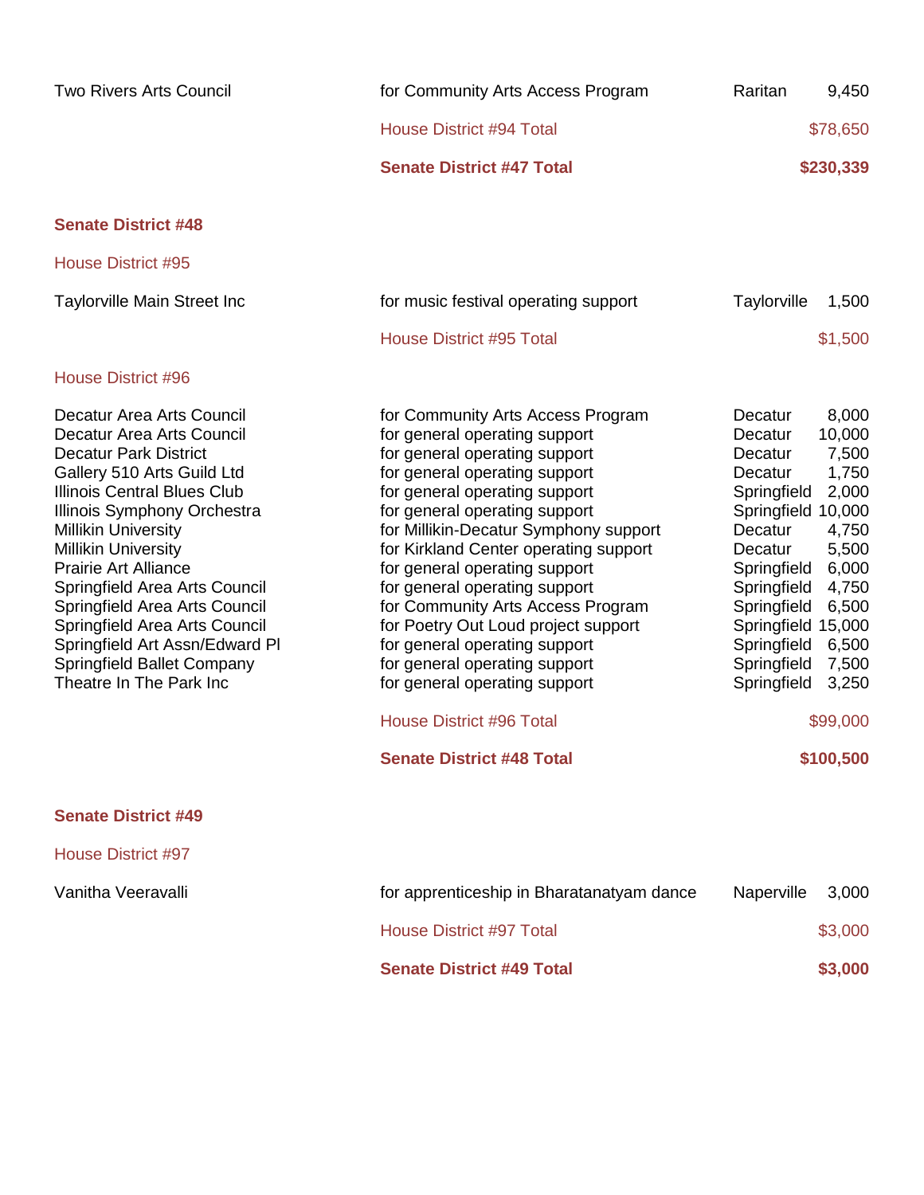| Organization | Purpose | City | Amount |
|---|---|---|---|
| Two Rivers Arts Council | for Community Arts Access Program | Raritan | 9,450 |
| | House District #94 Total | | $78,650 |
| | **Senate District #47 Total** | | **$230,339** |

## Senate District #48

### House District #95

| Organization | Purpose | City | Amount |
|---|---|---|---|
| Taylorville Main Street Inc | for music festival operating support | Taylorville | 1,500 |
| | House District #95 Total | | $1,500 |

### House District #96

| Organization | Purpose | City | Amount |
|---|---|---|---|
| Decatur Area Arts Council | for Community Arts Access Program | Decatur | 8,000 |
| Decatur Area Arts Council | for general operating support | Decatur | 10,000 |
| Decatur Park District | for general operating support | Decatur | 7,500 |
| Gallery 510 Arts Guild Ltd | for general operating support | Decatur | 1,750 |
| Illinois Central Blues Club | for general operating support | Springfield | 2,000 |
| Illinois Symphony Orchestra | for general operating support | Springfield | 10,000 |
| Millikin University | for Millikin-Decatur Symphony support | Decatur | 4,750 |
| Millikin University | for Kirkland Center operating support | Decatur | 5,500 |
| Prairie Art Alliance | for general operating support | Springfield | 6,000 |
| Springfield Area Arts Council | for general operating support | Springfield | 4,750 |
| Springfield Area Arts Council | for Community Arts Access Program | Springfield | 6,500 |
| Springfield Area Arts Council | for Poetry Out Loud project support | Springfield | 15,000 |
| Springfield Art Assn/Edward Pl | for general operating support | Springfield | 6,500 |
| Springfield Ballet Company | for general operating support | Springfield | 7,500 |
| Theatre In The Park Inc | for general operating support | Springfield | 3,250 |
| | House District #96 Total | | $99,000 |
| | **Senate District #48 Total** | | **$100,500** |

## Senate District #49

### House District #97

| Organization | Purpose | City | Amount |
|---|---|---|---|
| Vanitha Veeravalli | for apprenticeship in Bharatanatyam dance | Naperville | 3,000 |
| | House District #97 Total | | $3,000 |
| | **Senate District #49 Total** | | **$3,000** |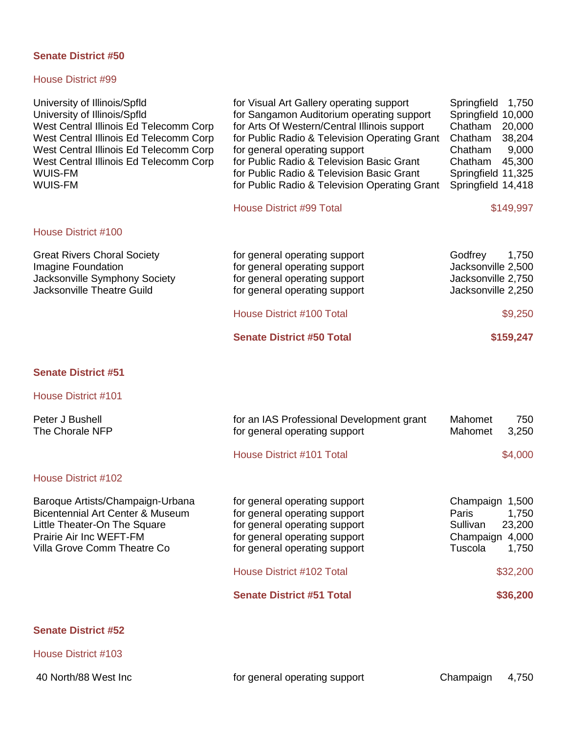## Senate District #50

### House District #99

| Recipient | Purpose | City | Amount |
|---|---|---|---|
| University of Illinois/Spfld | for Visual Art Gallery operating support | Springfield | 1,750 |
| University of Illinois/Spfld | for Sangamon Auditorium operating support | Springfield | 10,000 |
| West Central Illinois Ed Telecomm Corp | for Arts Of Western/Central Illinois support | Chatham | 20,000 |
| West Central Illinois Ed Telecomm Corp | for Public Radio & Television Operating Grant | Chatham | 38,204 |
| West Central Illinois Ed Telecomm Corp | for general operating support | Chatham | 9,000 |
| West Central Illinois Ed Telecomm Corp | for Public Radio & Television Basic Grant | Chatham | 45,300 |
| WUIS-FM | for Public Radio & Television Basic Grant | Springfield | 11,325 |
| WUIS-FM | for Public Radio & Television Operating Grant | Springfield | 14,418 |
| | House District #99 Total | | $149,997 |

### House District #100

| Recipient | Purpose | City | Amount |
|---|---|---|---|
| Great Rivers Choral Society | for general operating support | Godfrey | 1,750 |
| Imagine Foundation | for general operating support | Jacksonville | 2,500 |
| Jacksonville Symphony Society | for general operating support | Jacksonville | 2,750 |
| Jacksonville Theatre Guild | for general operating support | Jacksonville | 2,250 |
| | House District #100 Total | | $9,250 |
| | **Senate District #50 Total** | | **$159,247** |

## Senate District #51

### House District #101

| Recipient | Purpose | City | Amount |
|---|---|---|---|
| Peter J Bushell | for an IAS Professional Development grant | Mahomet | 750 |
| The Chorale NFP | for general operating support | Mahomet | 3,250 |
| | House District #101 Total | | $4,000 |

### House District #102

| Recipient | Purpose | City | Amount |
|---|---|---|---|
| Baroque Artists/Champaign-Urbana | for general operating support | Champaign | 1,500 |
| Bicentennial Art Center & Museum | for general operating support | Paris | 1,750 |
| Little Theater-On The Square | for general operating support | Sullivan | 23,200 |
| Prairie Air Inc WEFT-FM | for general operating support | Champaign | 4,000 |
| Villa Grove Comm Theatre Co | for general operating support | Tuscola | 1,750 |
| | House District #102 Total | | $32,200 |
| | **Senate District #51 Total** | | **$36,200** |

## Senate District #52

### House District #103

| Recipient | Purpose | City | Amount |
|---|---|---|---|
| 40 North/88 West Inc | for general operating support | Champaign | 4,750 |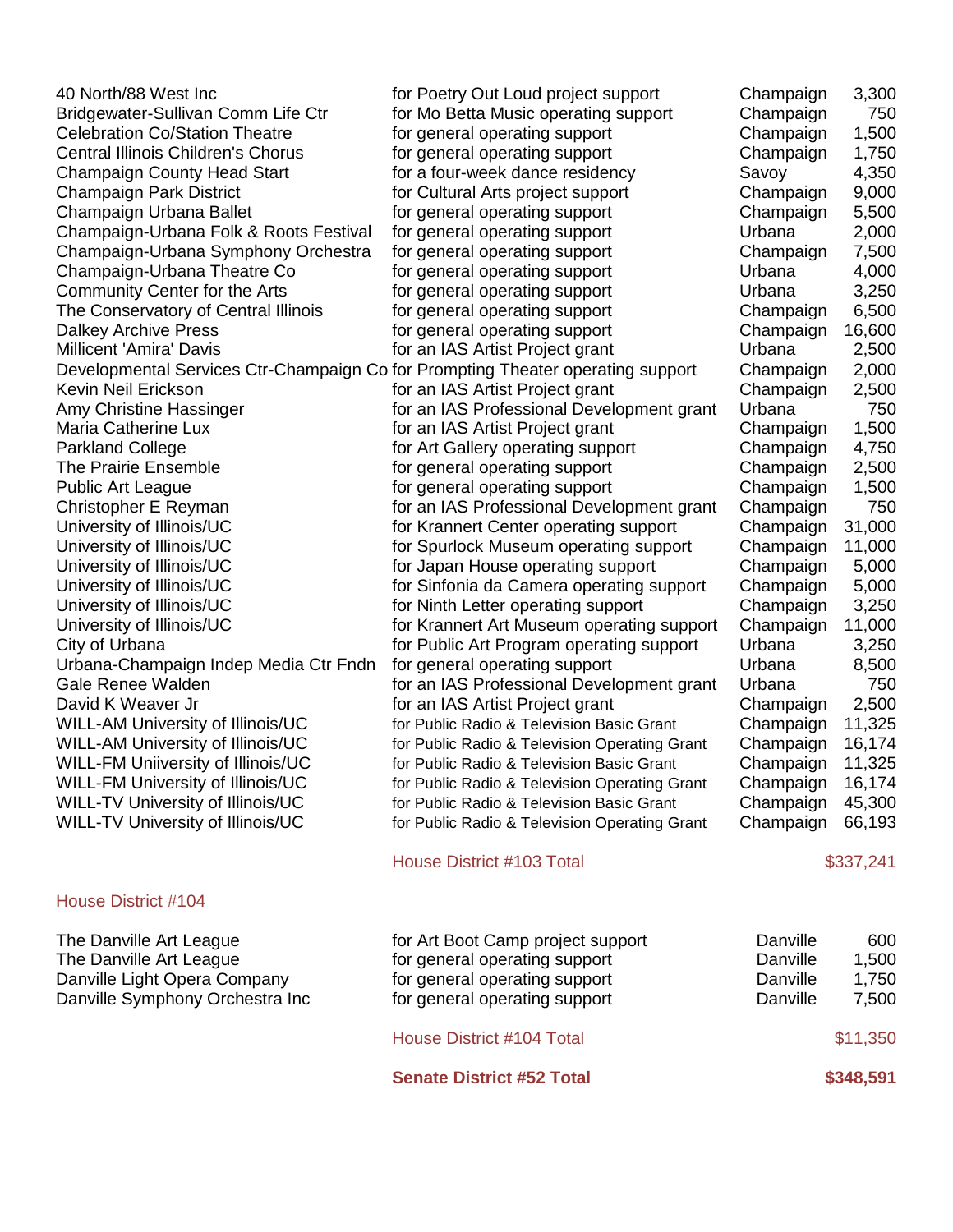| | | | |
|---|---|---|---|
| 40 North/88 West Inc | for Poetry Out Loud project support | Champaign | 3,300 |
| Bridgewater-Sullivan Comm Life Ctr | for Mo Betta Music operating support | Champaign | 750 |
| Celebration Co/Station Theatre | for general operating support | Champaign | 1,500 |
| Central Illinois Children's Chorus | for general operating support | Champaign | 1,750 |
| Champaign County Head Start | for a four-week dance residency | Savoy | 4,350 |
| Champaign Park District | for Cultural Arts project support | Champaign | 9,000 |
| Champaign Urbana Ballet | for general operating support | Champaign | 5,500 |
| Champaign-Urbana Folk & Roots Festival | for general operating support | Urbana | 2,000 |
| Champaign-Urbana Symphony Orchestra | for general operating support | Champaign | 7,500 |
| Champaign-Urbana Theatre Co | for general operating support | Urbana | 4,000 |
| Community Center for the Arts | for general operating support | Urbana | 3,250 |
| The Conservatory of Central Illinois | for general operating support | Champaign | 6,500 |
| Dalkey Archive Press | for general operating support | Champaign | 16,600 |
| Millicent 'Amira' Davis | for an IAS Artist Project grant | Urbana | 2,500 |
| Developmental Services Ctr-Champaign Co | for Prompting Theater operating support | Champaign | 2,000 |
| Kevin Neil Erickson | for an IAS Artist Project grant | Champaign | 2,500 |
| Amy Christine Hassinger | for an IAS Professional Development grant | Urbana | 750 |
| Maria Catherine Lux | for an IAS Artist Project grant | Champaign | 1,500 |
| Parkland College | for Art Gallery operating support | Champaign | 4,750 |
| The Prairie Ensemble | for general operating support | Champaign | 2,500 |
| Public Art League | for general operating support | Champaign | 1,500 |
| Christopher E Reyman | for an IAS Professional Development grant | Champaign | 750 |
| University of Illinois/UC | for Krannert Center operating support | Champaign | 31,000 |
| University of Illinois/UC | for Spurlock Museum operating support | Champaign | 11,000 |
| University of Illinois/UC | for Japan House operating support | Champaign | 5,000 |
| University of Illinois/UC | for Sinfonia da Camera operating support | Champaign | 5,000 |
| University of Illinois/UC | for Ninth Letter operating support | Champaign | 3,250 |
| University of Illinois/UC | for Krannert Art Museum operating support | Champaign | 11,000 |
| City of Urbana | for Public Art Program operating support | Urbana | 3,250 |
| Urbana-Champaign Indep Media Ctr Fndn | for general operating support | Urbana | 8,500 |
| Gale Renee Walden | for an IAS Professional Development grant | Urbana | 750 |
| David K Weaver Jr | for an IAS Artist Project grant | Champaign | 2,500 |
| WILL-AM University of Illinois/UC | for Public Radio & Television Basic Grant | Champaign | 11,325 |
| WILL-AM University of Illinois/UC | for Public Radio & Television Operating Grant | Champaign | 16,174 |
| WILL-FM Uniiversity of Illinois/UC | for Public Radio & Television Basic Grant | Champaign | 11,325 |
| WILL-FM University of Illinois/UC | for Public Radio & Television Operating Grant | Champaign | 16,174 |
| WILL-TV University of Illinois/UC | for Public Radio & Television Basic Grant | Champaign | 45,300 |
| WILL-TV University of Illinois/UC | for Public Radio & Television Operating Grant | Champaign | 66,193 |
| | House District #103 Total | | $337,241 |

## House District #104

| | | | |
|---|---|---|---|
| The Danville Art League | for Art Boot Camp project support | Danville | 600 |
| The Danville Art League | for general operating support | Danville | 1,500 |
| Danville Light Opera Company | for general operating support | Danville | 1,750 |
| Danville Symphony Orchestra Inc | for general operating support | Danville | 7,500 |
| | House District #104 Total | | $11,350 |
| | **Senate District #52 Total** | | **$348,591** |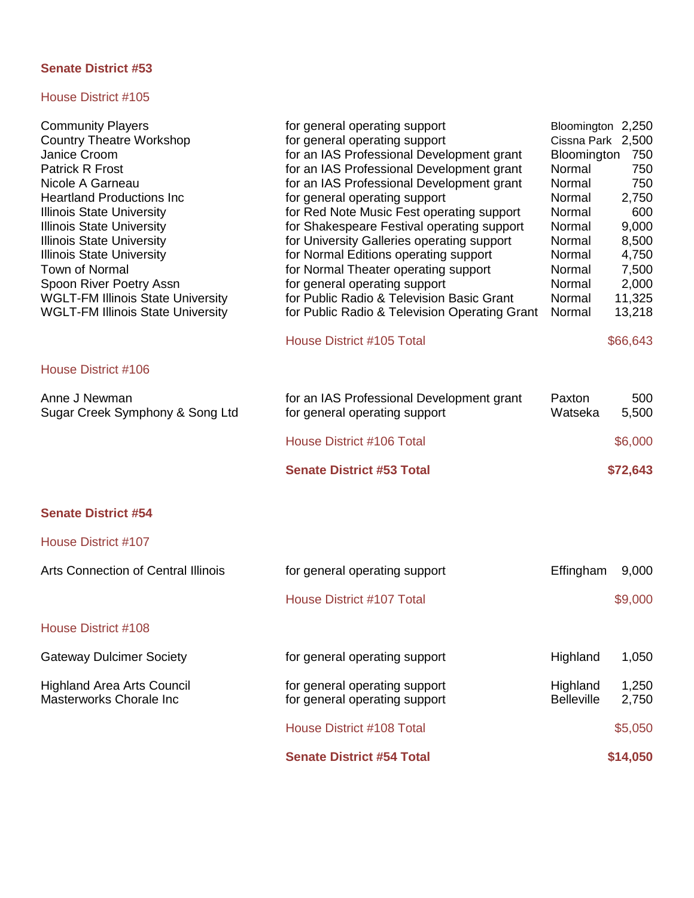## Senate District #53

### House District #105

| Recipient | Purpose | City | Amount |
|---|---|---|---|
| Community Players | for general operating support | Bloomington | 2,250 |
| Country Theatre Workshop | for general operating support | Cissna Park | 2,500 |
| Janice Croom | for an IAS Professional Development grant | Bloomington | 750 |
| Patrick R Frost | for an IAS Professional Development grant | Normal | 750 |
| Nicole A Garneau | for an IAS Professional Development grant | Normal | 750 |
| Heartland Productions Inc | for general operating support | Normal | 2,750 |
| Illinois State University | for Red Note Music Fest operating support | Normal | 600 |
| Illinois State University | for Shakespeare Festival operating support | Normal | 9,000 |
| Illinois State University | for University Galleries operating support | Normal | 8,500 |
| Illinois State University | for Normal Editions operating support | Normal | 4,750 |
| Town of Normal | for Normal Theater operating support | Normal | 7,500 |
| Spoon River Poetry Assn | for general operating support | Normal | 2,000 |
| WGLT-FM Illinois State University | for Public Radio & Television Basic Grant | Normal | 11,325 |
| WGLT-FM Illinois State University | for Public Radio & Television Operating Grant | Normal | 13,218 |
| | House District #105 Total | | $66,643 |

### House District #106

| Recipient | Purpose | City | Amount |
|---|---|---|---|
| Anne J Newman | for an IAS Professional Development grant | Paxton | 500 |
| Sugar Creek Symphony & Song Ltd | for general operating support | Watseka | 5,500 |
| | House District #106 Total | | $6,000 |
| | **Senate District #53 Total** | | **$72,643** |

## Senate District #54

### House District #107

| Recipient | Purpose | City | Amount |
|---|---|---|---|
| Arts Connection of Central Illinois | for general operating support | Effingham | 9,000 |
| | House District #107 Total | | $9,000 |

### House District #108

| Recipient | Purpose | City | Amount |
|---|---|---|---|
| Gateway Dulcimer Society | for general operating support | Highland | 1,050 |
| Highland Area Arts Council | for general operating support | Highland | 1,250 |
| Masterworks Chorale Inc | for general operating support | Belleville | 2,750 |
| | House District #108 Total | | $5,050 |
| | **Senate District #54 Total** | | **$14,050** |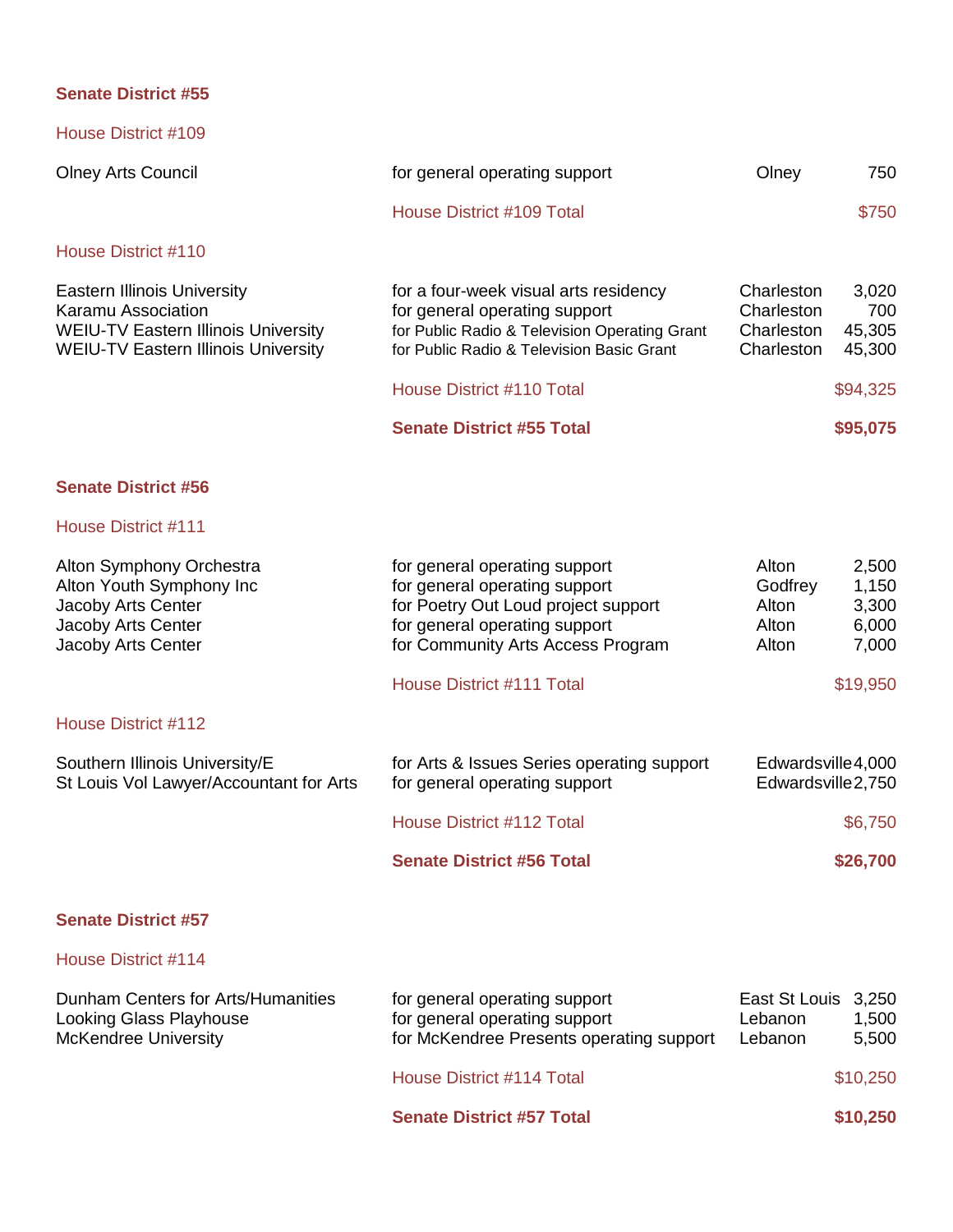## Senate District #55

### House District #109

| Organization | Purpose | City | Amount |
|---|---|---|---|
| Olney Arts Council | for general operating support | Olney | 750 |
| | House District #109 Total | | $750 |

### House District #110

| Organization | Purpose | City | Amount |
|---|---|---|---|
| Eastern Illinois University | for a four-week visual arts residency | Charleston | 3,020 |
| Karamu Association | for general operating support | Charleston | 700 |
| WEIU-TV Eastern Illinois University | for Public Radio & Television Operating Grant | Charleston | 45,305 |
| WEIU-TV Eastern Illinois University | for Public Radio & Television Basic Grant | Charleston | 45,300 |
| | House District #110 Total | | $94,325 |
| | **Senate District #55 Total** | | **$95,075** |

## Senate District #56

### House District #111

| Organization | Purpose | City | Amount |
|---|---|---|---|
| Alton Symphony Orchestra | for general operating support | Alton | 2,500 |
| Alton Youth Symphony Inc | for general operating support | Godfrey | 1,150 |
| Jacoby Arts Center | for Poetry Out Loud project support | Alton | 3,300 |
| Jacoby Arts Center | for general operating support | Alton | 6,000 |
| Jacoby Arts Center | for Community Arts Access Program | Alton | 7,000 |
| | House District #111 Total | | $19,950 |

### House District #112

| Organization | Purpose | City | Amount |
|---|---|---|---|
| Southern Illinois University/E | for Arts & Issues Series operating support | Edwardsville | 4,000 |
| St Louis Vol Lawyer/Accountant for Arts | for general operating support | Edwardsville | 2,750 |
| | House District #112 Total | | $6,750 |
| | **Senate District #56 Total** | | **$26,700** |

## Senate District #57

### House District #114

| Organization | Purpose | City | Amount |
|---|---|---|---|
| Dunham Centers for Arts/Humanities | for general operating support | East St Louis | 3,250 |
| Looking Glass Playhouse | for general operating support | Lebanon | 1,500 |
| McKendree University | for McKendree Presents operating support | Lebanon | 5,500 |
| | House District #114 Total | | $10,250 |
| | **Senate District #57 Total** | | **$10,250** |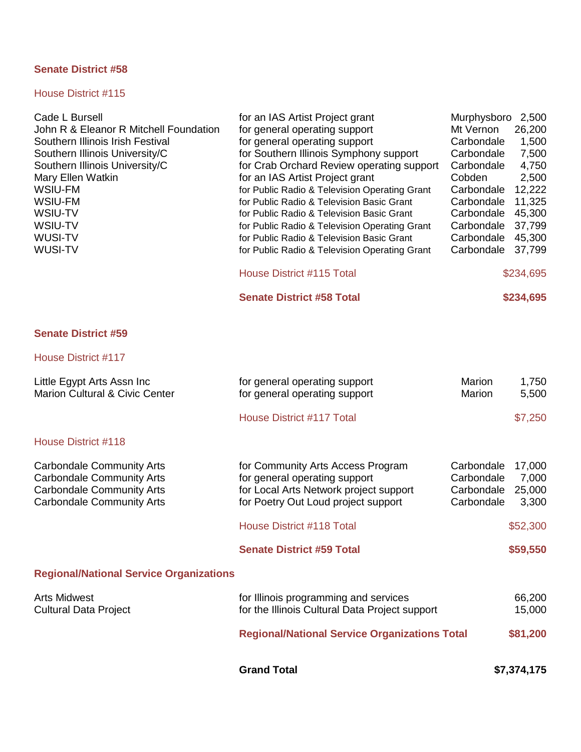## Senate District #58

### House District #115

| | | | |
|---|---|---|---|
| Cade L Bursell | for an IAS Artist Project grant | Murphysboro | 2,500 |
| John R & Eleanor R Mitchell Foundation | for general operating support | Mt Vernon | 26,200 |
| Southern Illinois Irish Festival | for general operating support | Carbondale | 1,500 |
| Southern Illinois University/C | for Southern Illinois Symphony support | Carbondale | 7,500 |
| Southern Illinois University/C | for Crab Orchard Review operating support | Carbondale | 4,750 |
| Mary Ellen Watkin | for an IAS Artist Project grant | Cobden | 2,500 |
| WSIU-FM | for Public Radio & Television Operating Grant | Carbondale | 12,222 |
| WSIU-FM | for Public Radio & Television Basic Grant | Carbondale | 11,325 |
| WSIU-TV | for Public Radio & Television Basic Grant | Carbondale | 45,300 |
| WSIU-TV | for Public Radio & Television Operating Grant | Carbondale | 37,799 |
| WUSI-TV | for Public Radio & Television Basic Grant | Carbondale | 45,300 |
| WUSI-TV | for Public Radio & Television Operating Grant | Carbondale | 37,799 |
| | House District #115 Total | | $234,695 |
| | **Senate District #58 Total** | | **$234,695** |

## Senate District #59

### House District #117

| | | | |
|---|---|---|---|
| Little Egypt Arts Assn Inc | for general operating support | Marion | 1,750 |
| Marion Cultural & Civic Center | for general operating support | Marion | 5,500 |
| | House District #117 Total | | $7,250 |

### House District #118

| | | | |
|---|---|---|---|
| Carbondale Community Arts | for Community Arts Access Program | Carbondale | 17,000 |
| Carbondale Community Arts | for general operating support | Carbondale | 7,000 |
| Carbondale Community Arts | for Local Arts Network project support | Carbondale | 25,000 |
| Carbondale Community Arts | for Poetry Out Loud project support | Carbondale | 3,300 |
| | House District #118 Total | | $52,300 |
| | **Senate District #59 Total** | | **$59,550** |

## Regional/National Service Organizations

| | | |
|---|---|---|
| Arts Midwest | for Illinois programming and services | 66,200 |
| Cultural Data Project | for the Illinois Cultural Data Project support | 15,000 |
| | **Regional/National Service Organizations Total** | **$81,200** |

| | |
|---|---|
| **Grand Total** | **$7,374,175** |